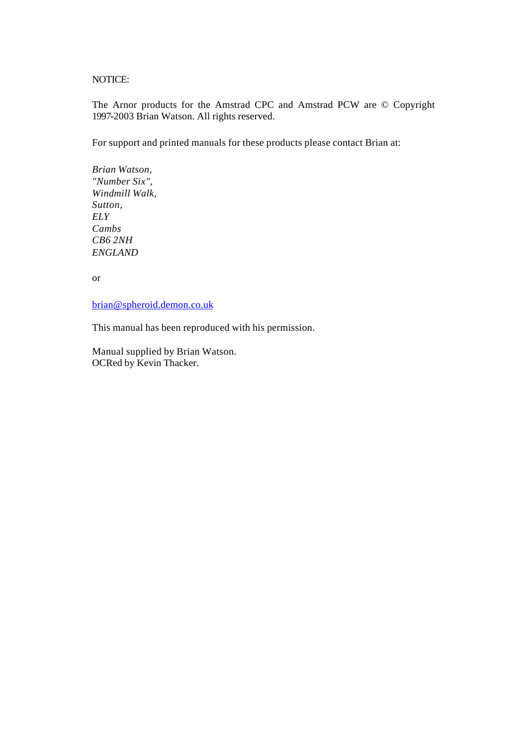NOTICE:

The Arnor products for the Amstrad CPC and Amstrad PCW are © Copyright 1997-2003 Brian Watson. All rights reserved.

For support and printed manuals for these products please contact Brian at:

*Brian Watson,*
*"Number Six",*
*Windmill Walk,*
*Sutton,*
*ELY*
*Cambs*
*CB6 2NH*
*ENGLAND*

or

brian@spheroid.demon.co.uk

This manual has been reproduced with his permission.

Manual supplied by Brian Watson.
OCRed by Kevin Thacker.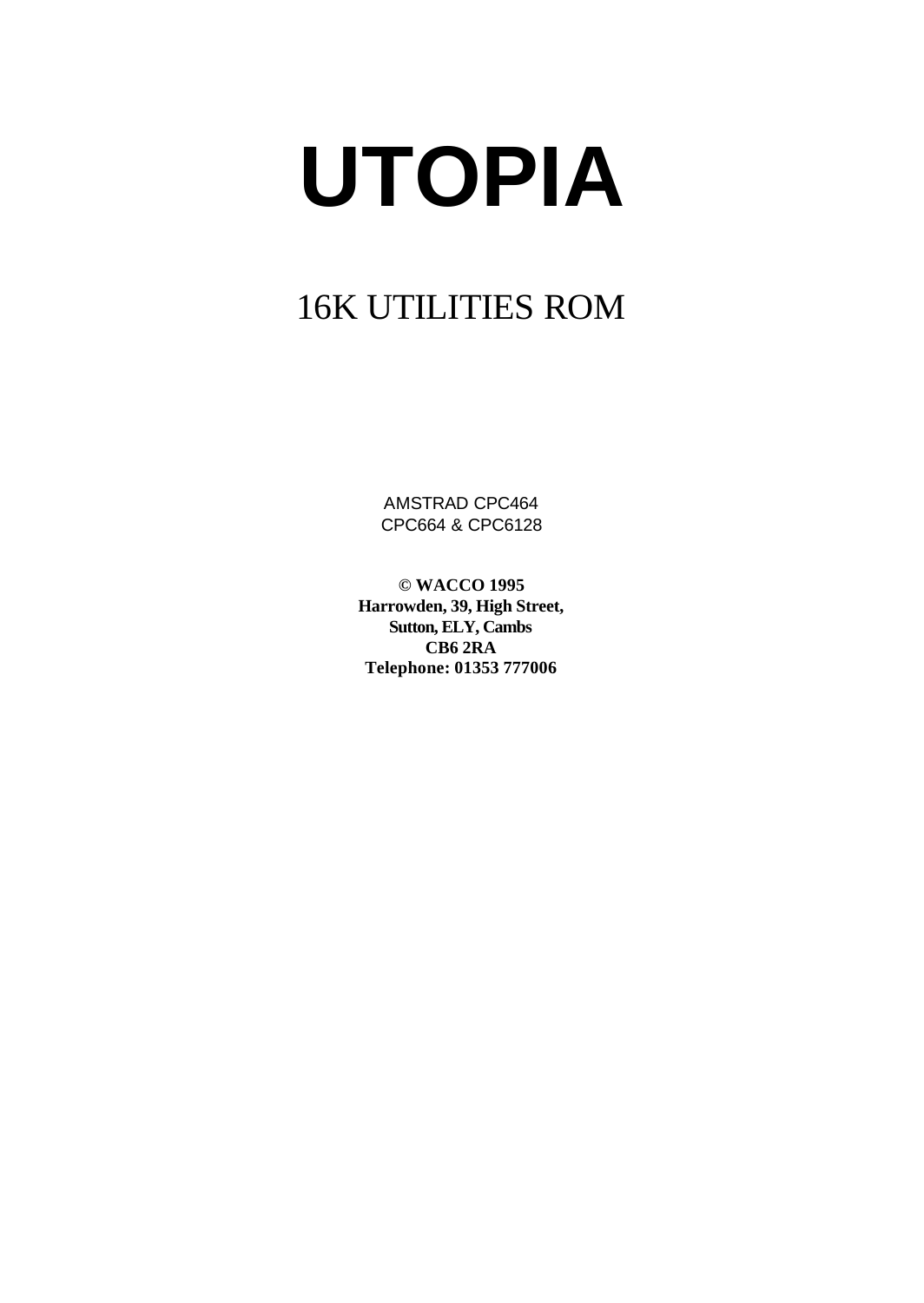# UTOPIA

## 16K UTILITIES ROM

AMSTRAD CPC464
CPC664 & CPC6128

**© WACCO 1995**
**Harrowden, 39, High Street,**
**Sutton, ELY, Cambs**
**CB6 2RA**
**Telephone: 01353 777006**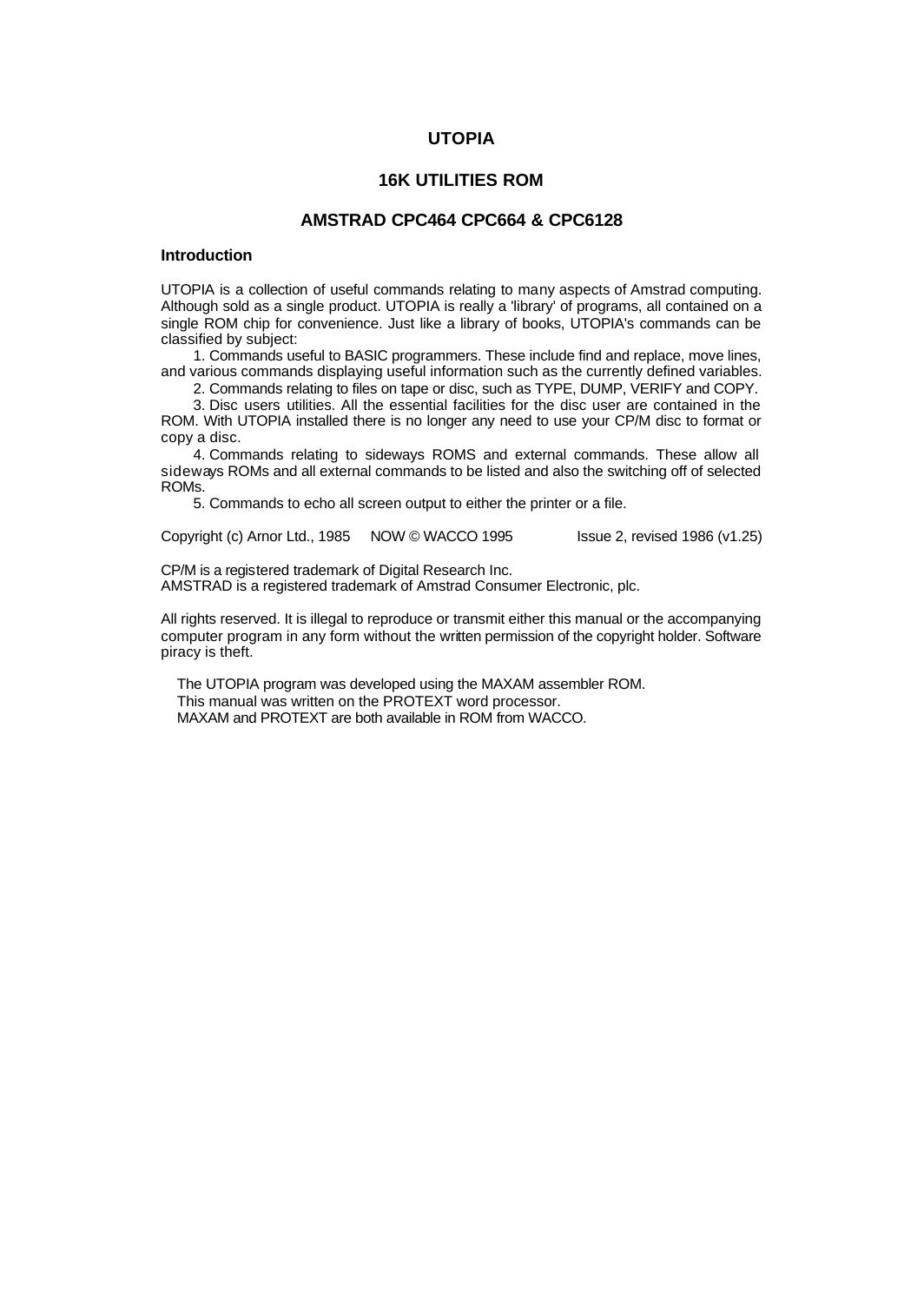# UTOPIA

## 16K UTILITIES ROM

## AMSTRAD CPC464 CPC664 & CPC6128

### Introduction

UTOPIA is a collection of useful commands relating to many aspects of Amstrad computing. Although sold as a single product. UTOPIA is really a 'library' of programs, all contained on a single ROM chip for convenience. Just like a library of books, UTOPIA's commands can be classified by subject:

1. Commands useful to BASIC programmers. These include find and replace, move lines, and various commands displaying useful information such as the currently defined variables.
2. Commands relating to files on tape or disc, such as TYPE, DUMP, VERIFY and COPY.
3. Disc users utilities. All the essential facilities for the disc user are contained in the ROM. With UTOPIA installed there is no longer any need to use your CP/M disc to format or copy a disc.
4. Commands relating to sideways ROMS and external commands. These allow all sideways ROMs and all external commands to be listed and also the switching off of selected ROMs.
5. Commands to echo all screen output to either the printer or a file.

Copyright (c) Arnor Ltd., 1985 NOW © WACCO 1995 Issue 2, revised 1986 (v1.25)

CP/M is a registered trademark of Digital Research Inc.
AMSTRAD is a registered trademark of Amstrad Consumer Electronic, plc.

All rights reserved. It is illegal to reproduce or transmit either this manual or the accompanying computer program in any form without the written permission of the copyright holder. Software piracy is theft.

The UTOPIA program was developed using the MAXAM assembler ROM.
This manual was written on the PROTEXT word processor.
MAXAM and PROTEXT are both available in ROM from WACCO.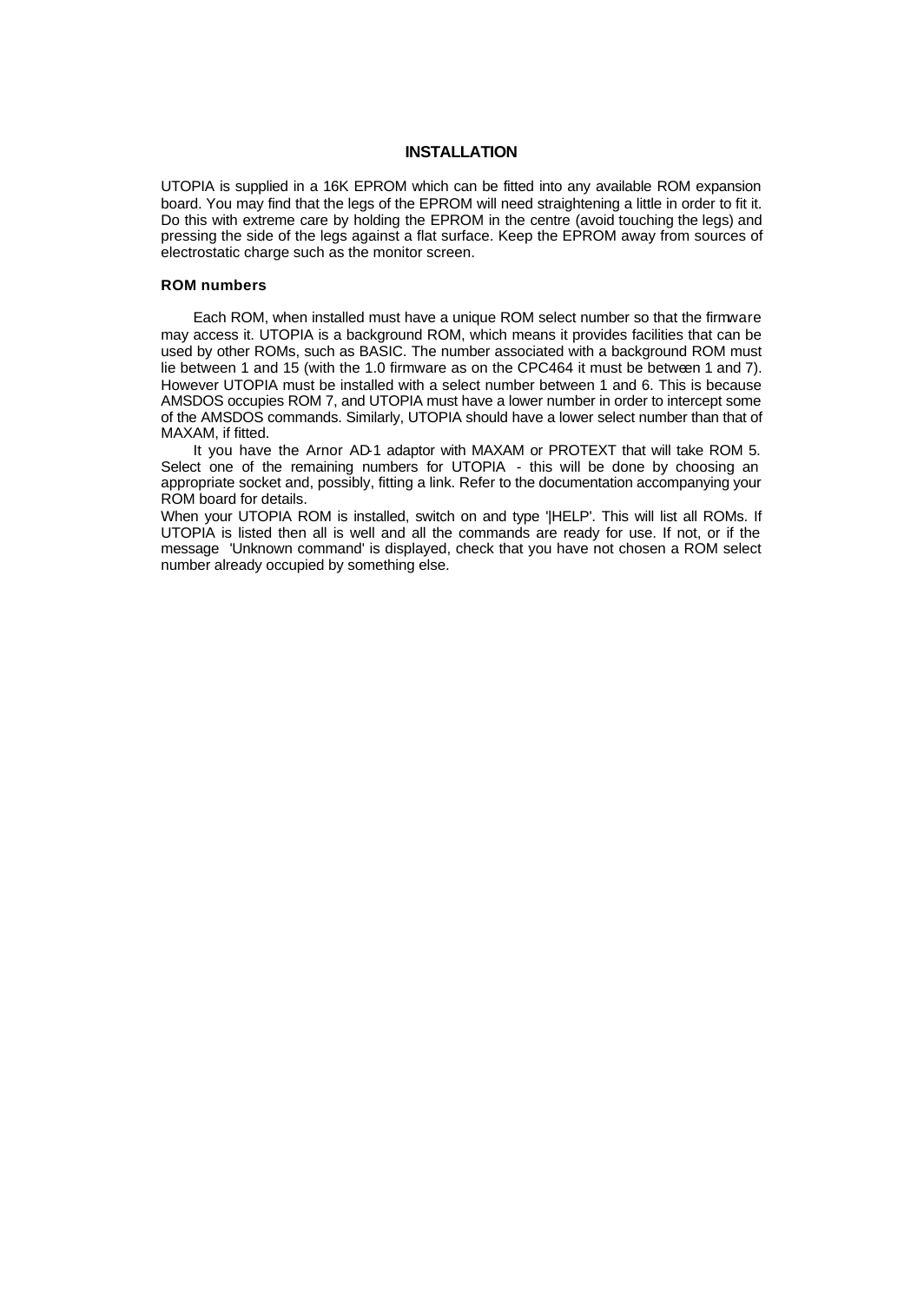## INSTALLATION

UTOPIA is supplied in a 16K EPROM which can be fitted into any available ROM expansion board. You may find that the legs of the EPROM will need straightening a little in order to fit it. Do this with extreme care by holding the EPROM in the centre (avoid touching the legs) and pressing the side of the legs against a flat surface. Keep the EPROM away from sources of electrostatic charge such as the monitor screen.

### ROM numbers

Each ROM, when installed must have a unique ROM select number so that the firmware may access it. UTOPIA is a background ROM, which means it provides facilities that can be used by other ROMs, such as BASIC. The number associated with a background ROM must lie between 1 and 15 (with the 1.0 firmware as on the CPC464 it must be between 1 and 7). However UTOPIA must be installed with a select number between 1 and 6. This is because AMSDOS occupies ROM 7, and UTOPIA must have a lower number in order to intercept some of the AMSDOS commands. Similarly, UTOPIA should have a lower select number than that of MAXAM, if fitted.

It you have the Arnor AD-1 adaptor with MAXAM or PROTEXT that will take ROM 5. Select one of the remaining numbers for UTOPIA - this will be done by choosing an appropriate socket and, possibly, fitting a link. Refer to the documentation accompanying your ROM board for details.

When your UTOPIA ROM is installed, switch on and type '|HELP'. This will list all ROMs. If UTOPIA is listed then all is well and all the commands are ready for use. If not, or if the message 'Unknown command' is displayed, check that you have not chosen a ROM select number already occupied by something else.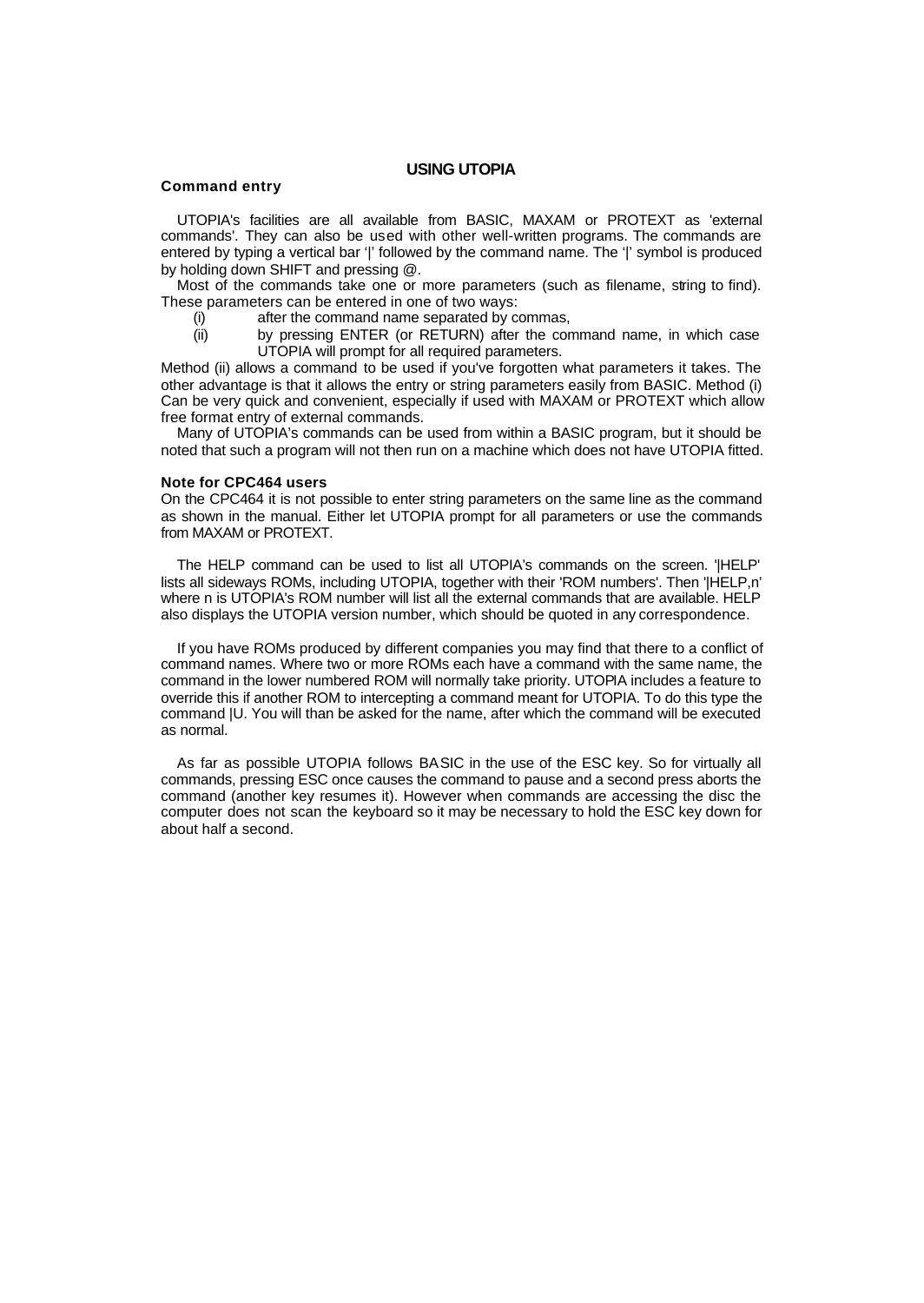# USING UTOPIA

### Command entry

UTOPIA's facilities are all available from BASIC, MAXAM or PROTEXT as 'external commands'. They can also be used with other well-written programs. The commands are entered by typing a vertical bar '|' followed by the command name. The '|' symbol is produced by holding down SHIFT and pressing @.

Most of the commands take one or more parameters (such as filename, string to find). These parameters can be entered in one of two ways:

(i) after the command name separated by commas,

(ii) by pressing ENTER (or RETURN) after the command name, in which case UTOPIA will prompt for all required parameters.

Method (ii) allows a command to be used if you've forgotten what parameters it takes. The other advantage is that it allows the entry or string parameters easily from BASIC. Method (i) Can be very quick and convenient, especially if used with MAXAM or PROTEXT which allow free format entry of external commands.

Many of UTOPIA's commands can be used from within a BASIC program, but it should be noted that such a program will not then run on a machine which does not have UTOPIA fitted.

### Note for CPC464 users

On the CPC464 it is not possible to enter string parameters on the same line as the command as shown in the manual. Either let UTOPIA prompt for all parameters or use the commands from MAXAM or PROTEXT.

The HELP command can be used to list all UTOPIA's commands on the screen. '|HELP' lists all sideways ROMs, including UTOPIA, together with their 'ROM numbers'. Then '|HELP,n' where n is UTOPIA's ROM number will list all the external commands that are available. HELP also displays the UTOPIA version number, which should be quoted in any correspondence.

If you have ROMs produced by different companies you may find that there to a conflict of command names. Where two or more ROMs each have a command with the same name, the command in the lower numbered ROM will normally take priority. UTOPIA includes a feature to override this if another ROM to intercepting a command meant for UTOPIA. To do this type the command |U. You will than be asked for the name, after which the command will be executed as normal.

As far as possible UTOPIA follows BASIC in the use of the ESC key. So for virtually all commands, pressing ESC once causes the command to pause and a second press aborts the command (another key resumes it). However when commands are accessing the disc the computer does not scan the keyboard so it may be necessary to hold the ESC key down for about half a second.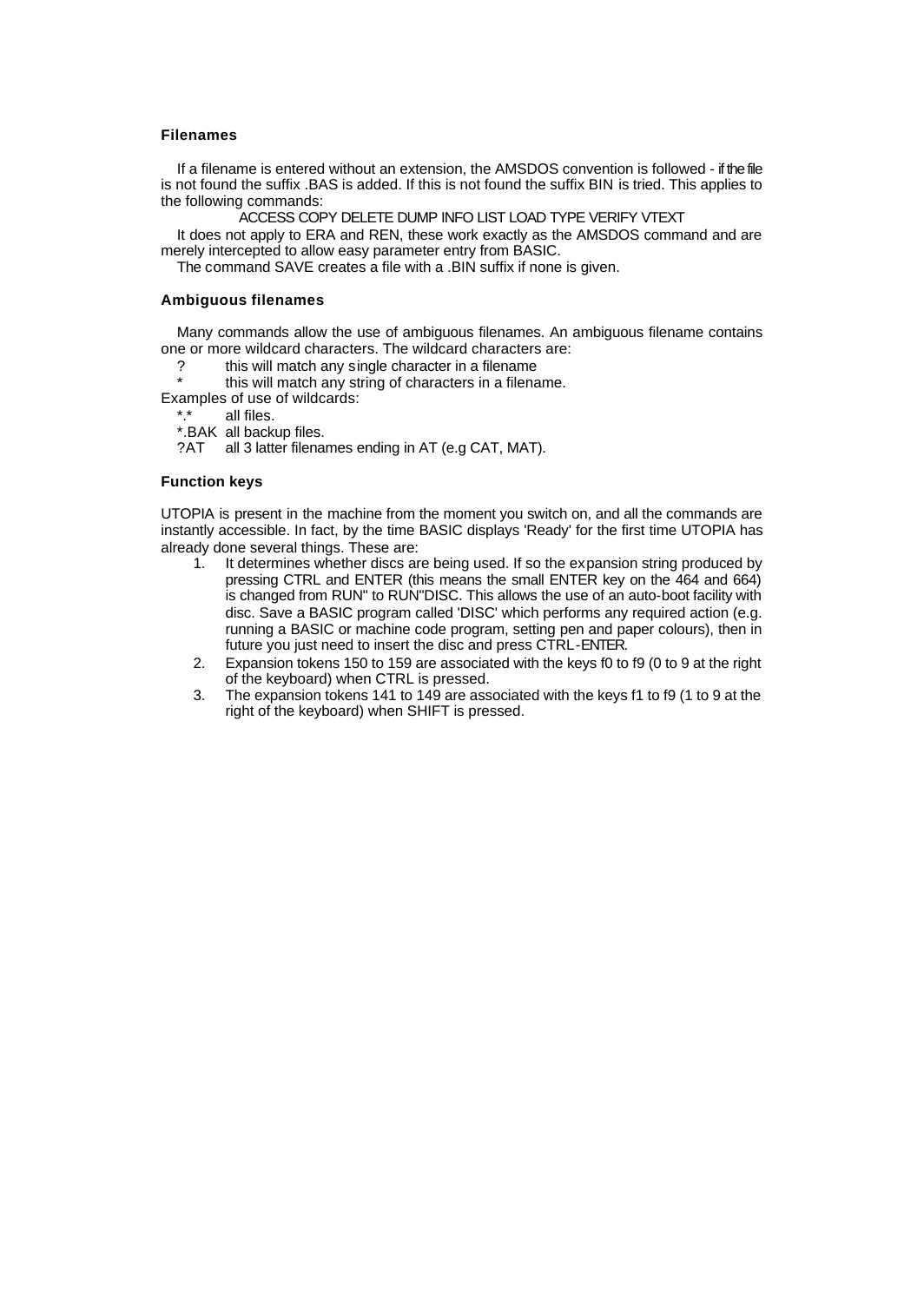### Filenames

If a filename is entered without an extension, the AMSDOS convention is followed - if the file is not found the suffix .BAS is added. If this is not found the suffix BIN is tried. This applies to the following commands:

ACCESS COPY DELETE DUMP INFO LIST LOAD TYPE VERIFY VTEXT

It does not apply to ERA and REN, these work exactly as the AMSDOS command and are merely intercepted to allow easy parameter entry from BASIC.

The command SAVE creates a file with a .BIN suffix if none is given.

### Ambiguous filenames

Many commands allow the use of ambiguous filenames. An ambiguous filename contains one or more wildcard characters. The wildcard characters are:

- ? this will match any single character in a filename
- * this will match any string of characters in a filename.

Examples of use of wildcards:

- *.* all files.
- *.BAK all backup files.
- ?AT all 3 latter filenames ending in AT (e.g CAT, MAT).

### Function keys

UTOPIA is present in the machine from the moment you switch on, and all the commands are instantly accessible. In fact, by the time BASIC displays 'Ready' for the first time UTOPIA has already done several things. These are:

1. It determines whether discs are being used. If so the expansion string produced by pressing CTRL and ENTER (this means the small ENTER key on the 464 and 664) is changed from RUN" to RUN"DISC. This allows the use of an auto-boot facility with disc. Save a BASIC program called 'DISC' which performs any required action (e.g. running a BASIC or machine code program, setting pen and paper colours), then in future you just need to insert the disc and press CTRL-ENTER.
2. Expansion tokens 150 to 159 are associated with the keys f0 to f9 (0 to 9 at the right of the keyboard) when CTRL is pressed.
3. The expansion tokens 141 to 149 are associated with the keys f1 to f9 (1 to 9 at the right of the keyboard) when SHIFT is pressed.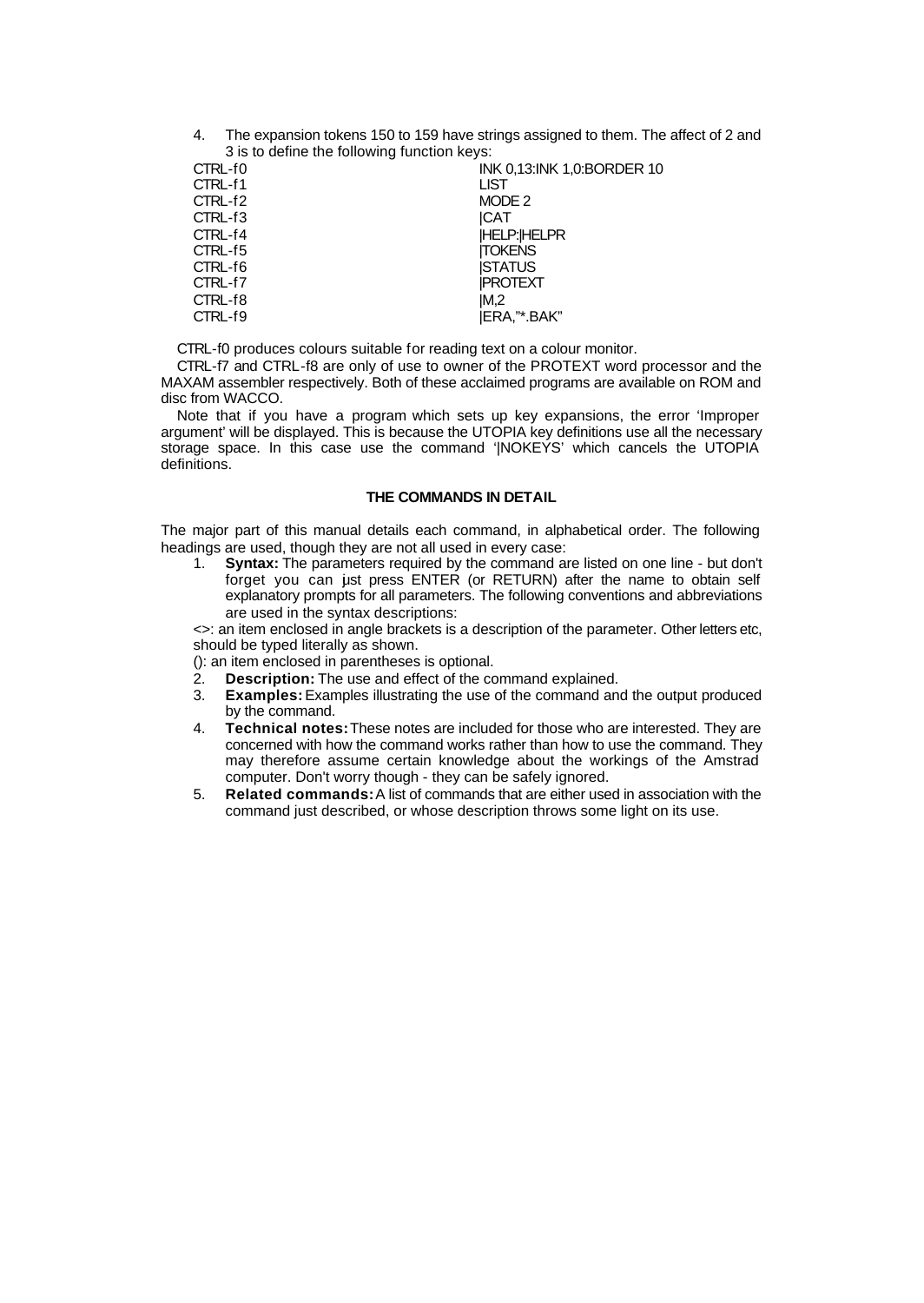4. The expansion tokens 150 to 159 have strings assigned to them. The affect of 2 and 3 is to define the following function keys:

| | |
|---|---|
| CTRL-f0 | INK 0,13:INK 1,0:BORDER 10 |
| CTRL-f1 | LIST |
| CTRL-f2 | MODE 2 |
| CTRL-f3 | \|CAT |
| CTRL-f4 | \|HELP:\|HELPR |
| CTRL-f5 | \|TOKENS |
| CTRL-f6 | \|STATUS |
| CTRL-f7 | \|PROTEXT |
| CTRL-f8 | \|M,2 |
| CTRL-f9 | \|ERA,"*.BAK" |

CTRL-f0 produces colours suitable for reading text on a colour monitor.

CTRL-f7 and CTRL-f8 are only of use to owner of the PROTEXT word processor and the MAXAM assembler respectively. Both of these acclaimed programs are available on ROM and disc from WACCO.

Note that if you have a program which sets up key expansions, the error 'Improper argument' will be displayed. This is because the UTOPIA key definitions use all the necessary storage space. In this case use the command '|NOKEYS' which cancels the UTOPIA definitions.

## THE COMMANDS IN DETAIL

The major part of this manual details each command, in alphabetical order. The following headings are used, though they are not all used in every case:

1. **Syntax:** The parameters required by the command are listed on one line - but don't forget you can just press ENTER (or RETURN) after the name to obtain self explanatory prompts for all parameters. The following conventions and abbreviations are used in the syntax descriptions:

   <>: an item enclosed in angle brackets is a description of the parameter. Other letters etc, should be typed literally as shown.

   (): an item enclosed in parentheses is optional.
2. **Description:** The use and effect of the command explained.
3. **Examples:** Examples illustrating the use of the command and the output produced by the command.
4. **Technical notes:** These notes are included for those who are interested. They are concerned with how the command works rather than how to use the command. They may therefore assume certain knowledge about the workings of the Amstrad computer. Don't worry though - they can be safely ignored.
5. **Related commands:** A list of commands that are either used in association with the command just described, or whose description throws some light on its use.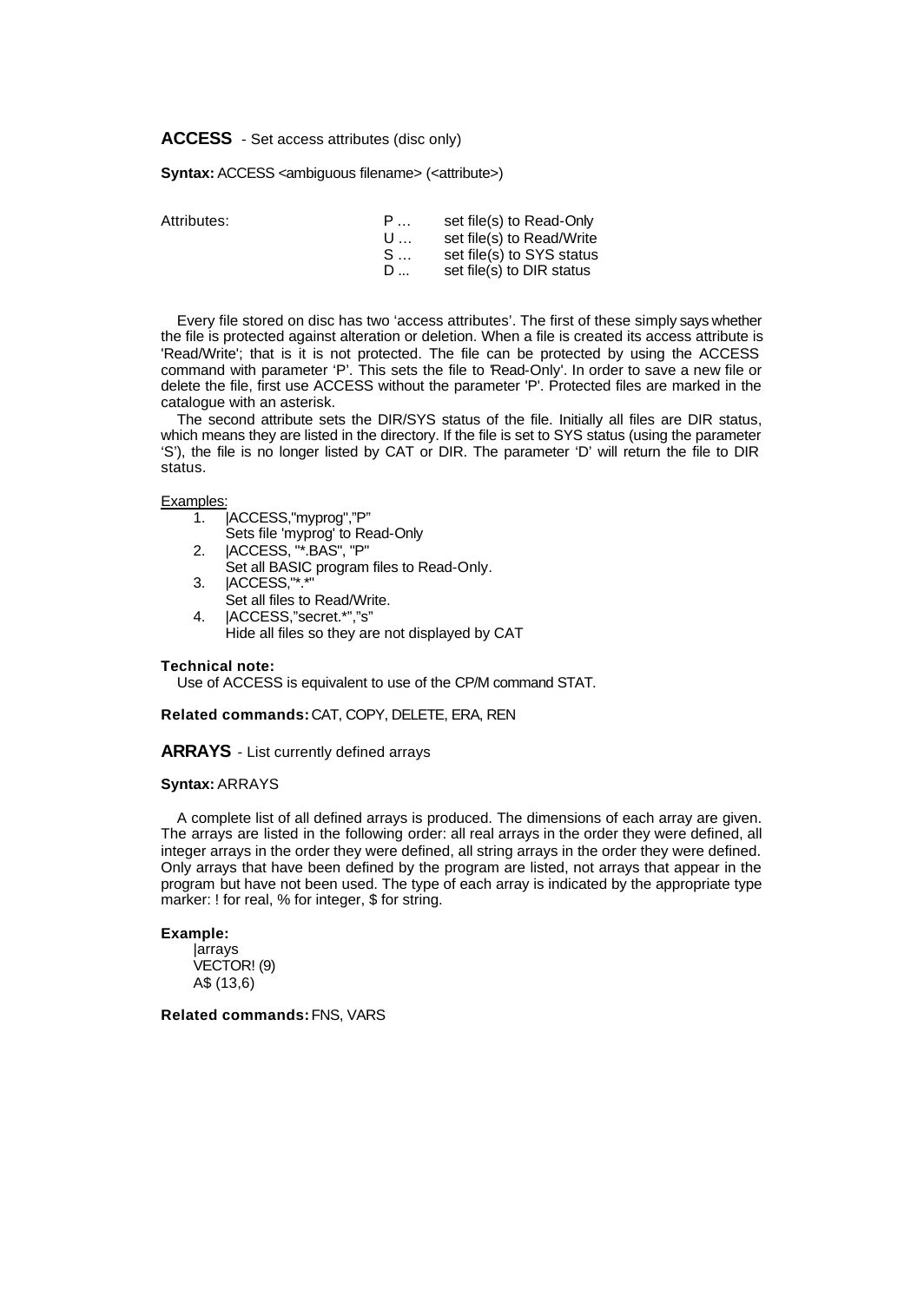## ACCESS - Set access attributes (disc only)

**Syntax:** ACCESS <ambiguous filename> (<attribute>)

Attributes:

| | |
|---|---|
| P … | set file(s) to Read-Only |
| U … | set file(s) to Read/Write |
| S … | set file(s) to SYS status |
| D ... | set file(s) to DIR status |

Every file stored on disc has two 'access attributes'. The first of these simply says whether the file is protected against alteration or deletion. When a file is created its access attribute is 'Read/Write'; that is it is not protected. The file can be protected by using the ACCESS command with parameter 'P'. This sets the file to 'Read-Only'. In order to save a new file or delete the file, first use ACCESS without the parameter 'P'. Protected files are marked in the catalogue with an asterisk.

The second attribute sets the DIR/SYS status of the file. Initially all files are DIR status, which means they are listed in the directory. If the file is set to SYS status (using the parameter 'S'), the file is no longer listed by CAT or DIR. The parameter 'D' will return the file to DIR status.

Examples:

1. |ACCESS,"myprog","P"
   Sets file 'myprog' to Read-Only
2. |ACCESS, "*.BAS", "P"
   Set all BASIC program files to Read-Only.
3. |ACCESS,"*.*"
   Set all files to Read/Write.
4. |ACCESS,"secret.*","s"
   Hide all files so they are not displayed by CAT

**Technical note:**
Use of ACCESS is equivalent to use of the CP/M command STAT.

**Related commands:** CAT, COPY, DELETE, ERA, REN

## ARRAYS - List currently defined arrays

**Syntax:** ARRAYS

A complete list of all defined arrays is produced. The dimensions of each array are given. The arrays are listed in the following order: all real arrays in the order they were defined, all integer arrays in the order they were defined, all string arrays in the order they were defined. Only arrays that have been defined by the program are listed, not arrays that appear in the program but have not been used. The type of each array is indicated by the appropriate type marker: ! for real, % for integer, $ for string.

**Example:**

```
|arrays
VECTOR! (9)
A$ (13,6)
```

**Related commands:** FNS, VARS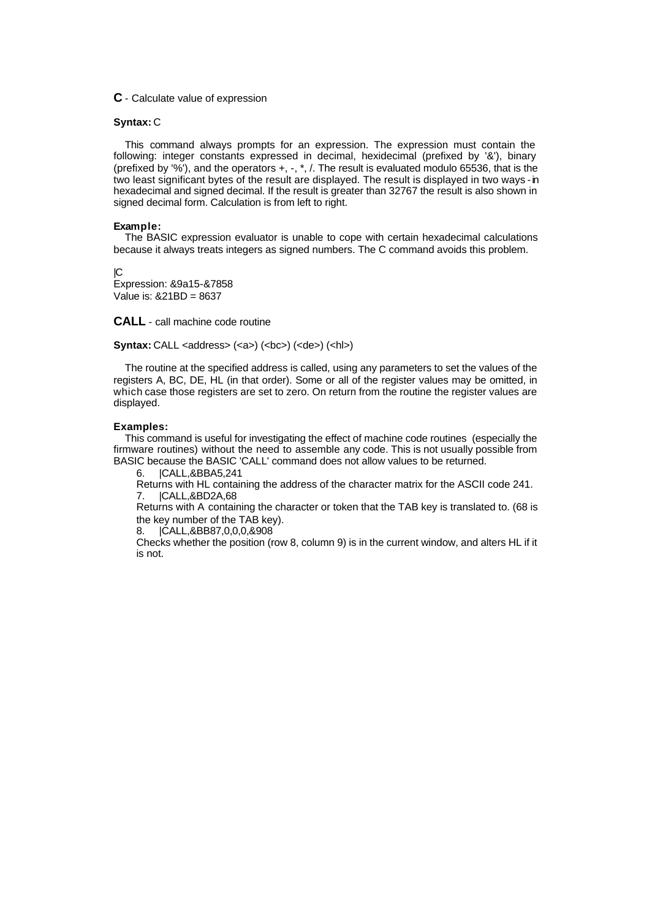**C** - Calculate value of expression

**Syntax:** C

This command always prompts for an expression. The expression must contain the following: integer constants expressed in decimal, hexidecimal (prefixed by '&'), binary (prefixed by '%'), and the operators +, -, *, /. The result is evaluated modulo 65536, that is the two least significant bytes of the result are displayed. The result is displayed in two ways - in hexadecimal and signed decimal. If the result is greater than 32767 the result is also shown in signed decimal form. Calculation is from left to right.

**Example:**

The BASIC expression evaluator is unable to cope with certain hexadecimal calculations because it always treats integers as signed numbers. The C command avoids this problem.

```
|C
Expression: &9a15-&7858
Value is: &21BD = 8637
```

**CALL** - call machine code routine

**Syntax:** CALL <address> (<a>) (<bc>) (<de>) (<hl>)

The routine at the specified address is called, using any parameters to set the values of the registers A, BC, DE, HL (in that order). Some or all of the register values may be omitted, in which case those registers are set to zero. On return from the routine the register values are displayed.

**Examples:**

This command is useful for investigating the effect of machine code routines (especially the firmware routines) without the need to assemble any code. This is not usually possible from BASIC because the BASIC 'CALL' command does not allow values to be returned.

6. |CALL,&BBA5,241

   Returns with HL containing the address of the character matrix for the ASCII code 241.

7. |CALL,&BD2A,68

   Returns with A containing the character or token that the TAB key is translated to. (68 is the key number of the TAB key).

8. |CALL,&BB87,0,0,0,&908

   Checks whether the position (row 8, column 9) is in the current window, and alters HL if it is not.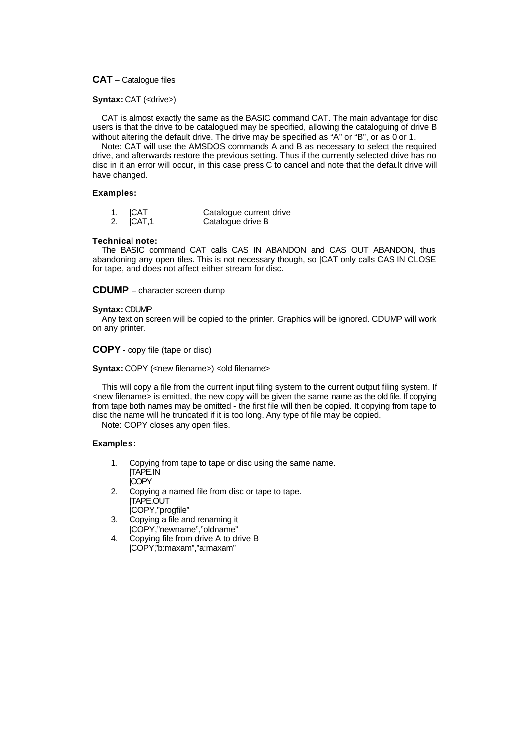**CAT** – Catalogue files

**Syntax:** CAT (<drive>)

CAT is almost exactly the same as the BASIC command CAT. The main advantage for disc users is that the drive to be catalogued may be specified, allowing the cataloguing of drive B without altering the default drive. The drive may be specified as "A" or "B", or as 0 or 1.

Note: CAT will use the AMSDOS commands A and B as necessary to select the required drive, and afterwards restore the previous setting. Thus if the currently selected drive has no disc in it an error will occur, in this case press C to cancel and note that the default drive will have changed.

**Examples:**

1. |CAT Catalogue current drive
2. |CAT,1 Catalogue drive B

**Technical note:**

The BASIC command CAT calls CAS IN ABANDON and CAS OUT ABANDON, thus abandoning any open tiles. This is not necessary though, so |CAT only calls CAS IN CLOSE for tape, and does not affect either stream for disc.

**CDUMP** – character screen dump

**Syntax:** CDUMP

Any text on screen will be copied to the printer. Graphics will be ignored. CDUMP will work on any printer.

**COPY** - copy file (tape or disc)

**Syntax:** COPY (<new filename>) <old filename>

This will copy a file from the current input filing system to the current output filing system. If <new filename> is emitted, the new copy will be given the same name as the old file. If copying from tape both names may be omitted - the first file will then be copied. It copying from tape to disc the name will he truncated if it is too long. Any type of file may be copied.

Note: COPY closes any open files.

**Examples:**

1. Copying from tape to tape or disc using the same name.
   |TAPE.IN
   |COPY
2. Copying a named file from disc or tape to tape.
   |TAPE.OUT
   |COPY,"progfile"
3. Copying a file and renaming it
   |COPY,"newname","oldname"
4. Copying file from drive A to drive B
   |COPY,"b:maxam","a:maxam"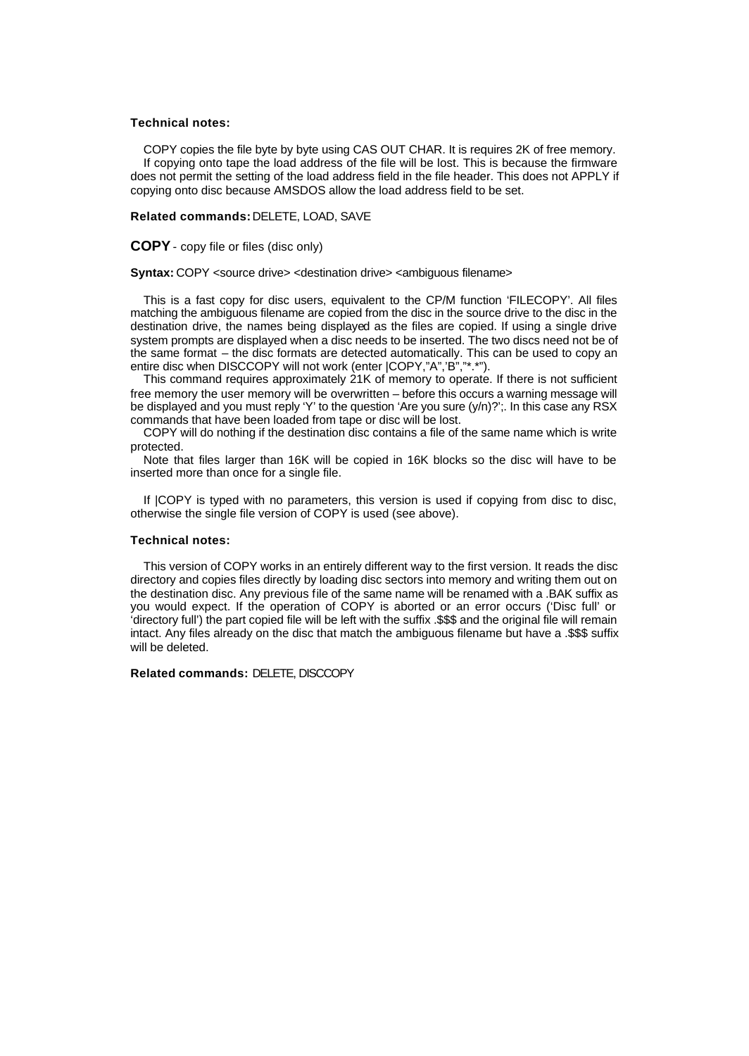**Technical notes:**

COPY copies the file byte by byte using CAS OUT CHAR. It is requires 2K of free memory.
If copying onto tape the load address of the file will be lost. This is because the firmware does not permit the setting of the load address field in the file header. This does not APPLY if copying onto disc because AMSDOS allow the load address field to be set.

**Related commands:** DELETE, LOAD, SAVE

## COPY - copy file or files (disc only)

**Syntax:** COPY <source drive> <destination drive> <ambiguous filename>

This is a fast copy for disc users, equivalent to the CP/M function 'FILECOPY'. All files matching the ambiguous filename are copied from the disc in the source drive to the disc in the destination drive, the names being displayed as the files are copied. If using a single drive system prompts are displayed when a disc needs to be inserted. The two discs need not be of the same format – the disc formats are detected automatically. This can be used to copy an entire disc when DISCCOPY will not work (enter |COPY,"A",'B","*.*").

This command requires approximately 21K of memory to operate. If there is not sufficient free memory the user memory will be overwritten – before this occurs a warning message will be displayed and you must reply 'Y' to the question 'Are you sure (y/n)?';. In this case any RSX commands that have been loaded from tape or disc will be lost.

COPY will do nothing if the destination disc contains a file of the same name which is write protected.

Note that files larger than 16K will be copied in 16K blocks so the disc will have to be inserted more than once for a single file.

If |COPY is typed with no parameters, this version is used if copying from disc to disc, otherwise the single file version of COPY is used (see above).

**Technical notes:**

This version of COPY works in an entirely different way to the first version. It reads the disc directory and copies files directly by loading disc sectors into memory and writing them out on the destination disc. Any previous file of the same name will be renamed with a .BAK suffix as you would expect. If the operation of COPY is aborted or an error occurs ('Disc full' or 'directory full') the part copied file will be left with the suffix .$$$ and the original file will remain intact. Any files already on the disc that match the ambiguous filename but have a .$$$ suffix will be deleted.

**Related commands:** DELETE, DISCCOPY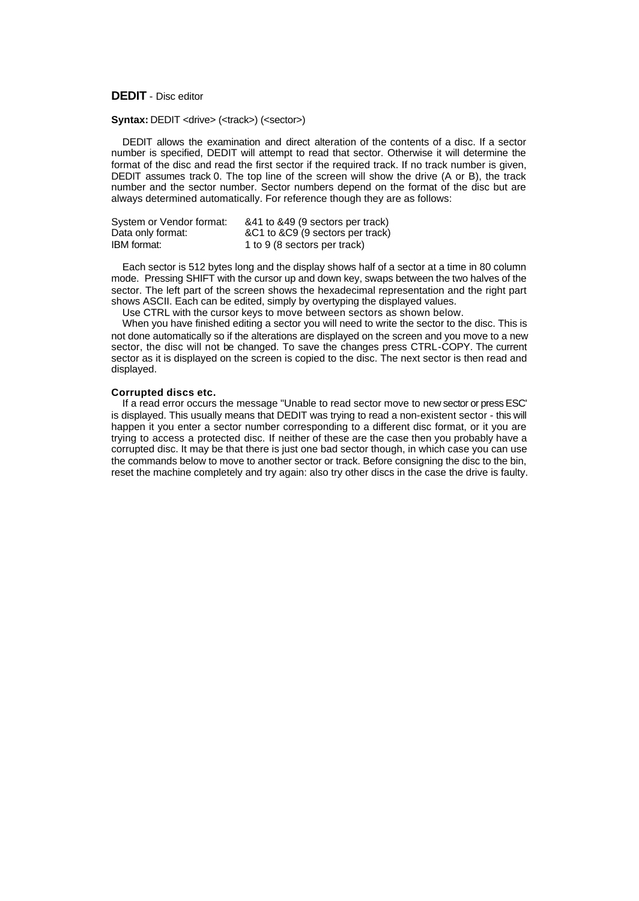**DEDIT** - Disc editor

**Syntax:** DEDIT <drive> (<track>) (<sector>)

DEDIT allows the examination and direct alteration of the contents of a disc. If a sector number is specified, DEDIT will attempt to read that sector. Otherwise it will determine the format of the disc and read the first sector if the required track. If no track number is given, DEDIT assumes track 0. The top line of the screen will show the drive (A or B), the track number and the sector number. Sector numbers depend on the format of the disc but are always determined automatically. For reference though they are as follows:

| | |
|---|---|
| System or Vendor format: | &41 to &49 (9 sectors per track) |
| Data only format: | &C1 to &C9 (9 sectors per track) |
| IBM format: | 1 to 9 (8 sectors per track) |

Each sector is 512 bytes long and the display shows half of a sector at a time in 80 column mode. Pressing SHIFT with the cursor up and down key, swaps between the two halves of the sector. The left part of the screen shows the hexadecimal representation and the right part shows ASCII. Each can be edited, simply by overtyping the displayed values.

Use CTRL with the cursor keys to move between sectors as shown below.

When you have finished editing a sector you will need to write the sector to the disc. This is not done automatically so if the alterations are displayed on the screen and you move to a new sector, the disc will not be changed. To save the changes press CTRL-COPY. The current sector as it is displayed on the screen is copied to the disc. The next sector is then read and displayed.

**Corrupted discs etc.**

If a read error occurs the message "Unable to read sector move to new sector or press ESC' is displayed. This usually means that DEDIT was trying to read a non-existent sector - this will happen it you enter a sector number corresponding to a different disc format, or it you are trying to access a protected disc. If neither of these are the case then you probably have a corrupted disc. It may be that there is just one bad sector though, in which case you can use the commands below to move to another sector or track. Before consigning the disc to the bin, reset the machine completely and try again: also try other discs in the case the drive is faulty.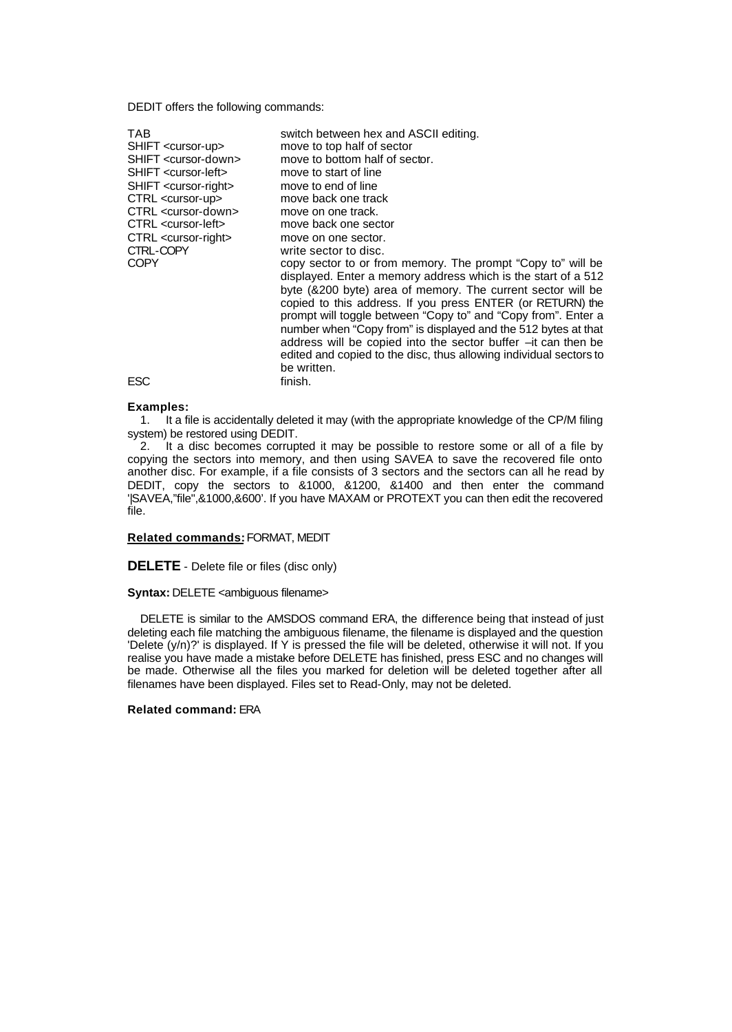DEDIT offers the following commands:

| | |
|---|---|
| TAB | switch between hex and ASCII editing. |
| SHIFT <cursor-up> | move to top half of sector |
| SHIFT <cursor-down> | move to bottom half of sector. |
| SHIFT <cursor-left> | move to start of line |
| SHIFT <cursor-right> | move to end of line |
| CTRL <cursor-up> | move back one track |
| CTRL <cursor-down> | move on one track. |
| CTRL <cursor-left> | move back one sector |
| CTRL <cursor-right> | move on one sector. |
| CTRL-COPY | write sector to disc. |
| COPY | copy sector to or from memory. The prompt "Copy to" will be displayed. Enter a memory address which is the start of a 512 byte (&200 byte) area of memory. The current sector will be copied to this address. If you press ENTER (or RETURN) the prompt will toggle between "Copy to" and "Copy from". Enter a number when "Copy from" is displayed and the 512 bytes at that address will be copied into the sector buffer –it can then be edited and copied to the disc, thus allowing individual sectors to be written. |
| ESC | finish. |

**Examples:**

1. It a file is accidentally deleted it may (with the appropriate knowledge of the CP/M filing system) be restored using DEDIT.
2. It a disc becomes corrupted it may be possible to restore some or all of a file by copying the sectors into memory, and then using SAVEA to save the recovered file onto another disc. For example, if a file consists of 3 sectors and the sectors can all he read by DEDIT, copy the sectors to &1000, &1200, &1400 and then enter the command '|SAVEA,"file",&1000,&600'. If you have MAXAM or PROTEXT you can then edit the recovered file.

**Related commands:** FORMAT, MEDIT

## DELETE - Delete file or files (disc only)

**Syntax:** DELETE <ambiguous filename>

DELETE is similar to the AMSDOS command ERA, the difference being that instead of just deleting each file matching the ambiguous filename, the filename is displayed and the question 'Delete (y/n)?' is displayed. If Y is pressed the file will be deleted, otherwise it will not. If you realise you have made a mistake before DELETE has finished, press ESC and no changes will be made. Otherwise all the files you marked for deletion will be deleted together after all filenames have been displayed. Files set to Read-Only, may not be deleted.

**Related command:** ERA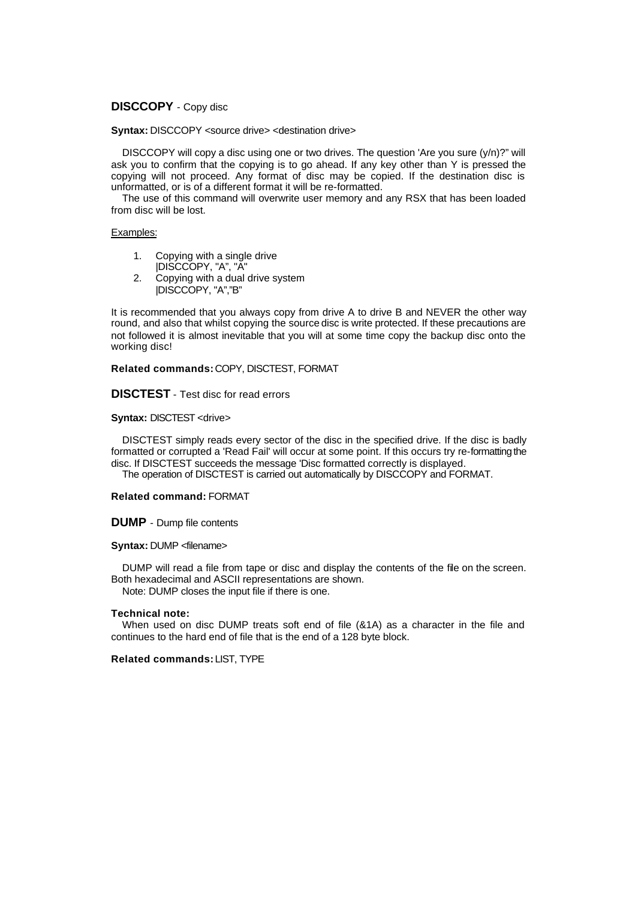## DISCCOPY - Copy disc

**Syntax:** DISCCOPY <source drive> <destination drive>

DISCCOPY will copy a disc using one or two drives. The question 'Are you sure (y/n)?" will ask you to confirm that the copying is to go ahead. If any key other than Y is pressed the copying will not proceed. Any format of disc may be copied. If the destination disc is unformatted, or is of a different format it will be re-formatted.

The use of this command will overwrite user memory and any RSX that has been loaded from disc will be lost.

Examples:

1. Copying with a single drive
   |DISCCOPY, "A", "A"
2. Copying with a dual drive system
   |DISCCOPY, "A","B"

It is recommended that you always copy from drive A to drive B and NEVER the other way round, and also that whilst copying the source disc is write protected. If these precautions are not followed it is almost inevitable that you will at some time copy the backup disc onto the working disc!

**Related commands:** COPY, DISCTEST, FORMAT

## DISCTEST - Test disc for read errors

**Syntax:** DISCTEST <drive>

DISCTEST simply reads every sector of the disc in the specified drive. If the disc is badly formatted or corrupted a 'Read Fail' will occur at some point. If this occurs try re-formatting the disc. If DISCTEST succeeds the message 'Disc formatted correctly is displayed.

The operation of DISCTEST is carried out automatically by DISCCOPY and FORMAT.

**Related command:** FORMAT

## DUMP - Dump file contents

**Syntax:** DUMP <filename>

DUMP will read a file from tape or disc and display the contents of the file on the screen. Both hexadecimal and ASCII representations are shown.

Note: DUMP closes the input file if there is one.

**Technical note:**

When used on disc DUMP treats soft end of file (&1A) as a character in the file and continues to the hard end of file that is the end of a 128 byte block.

**Related commands:** LIST, TYPE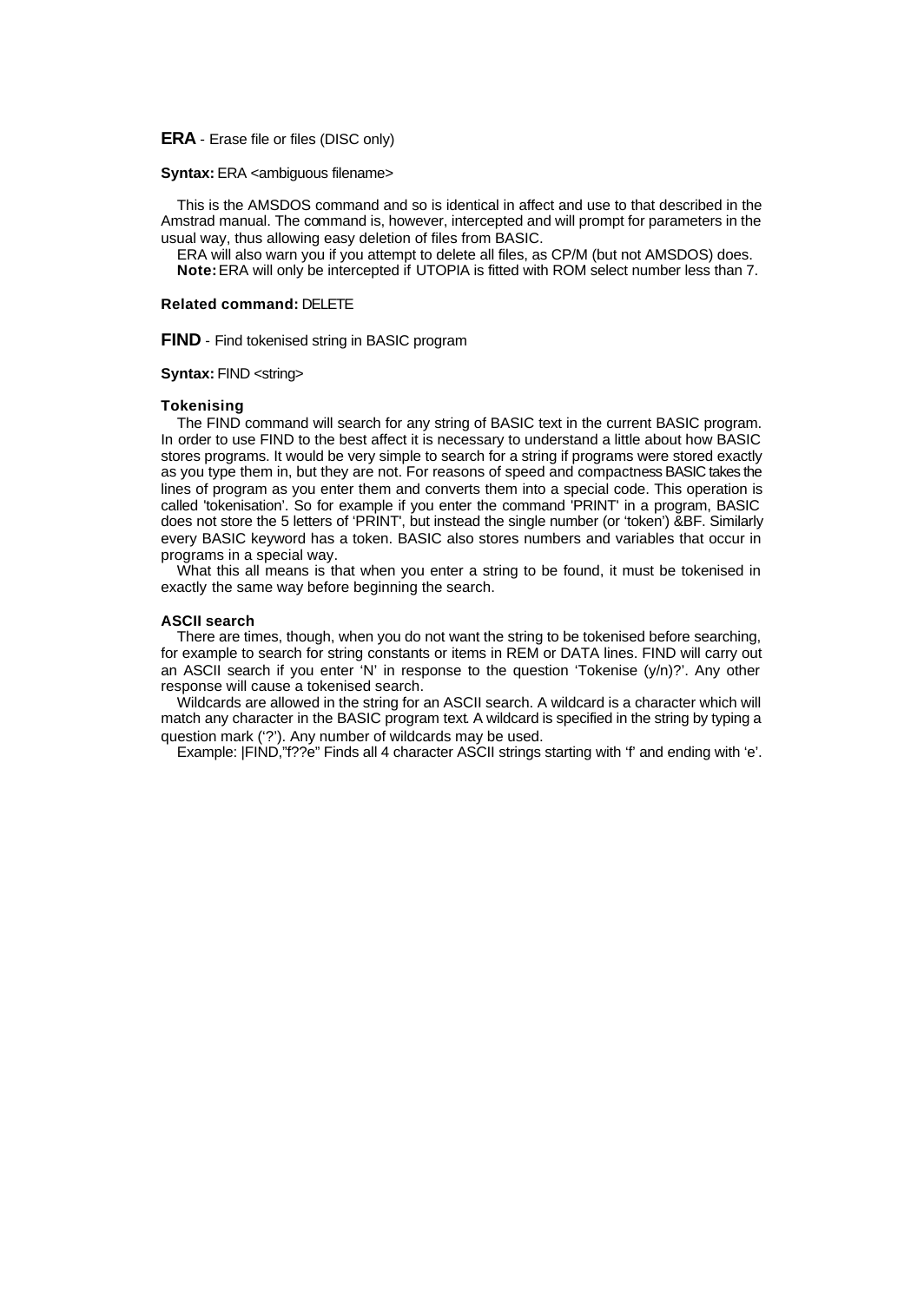**ERA** - Erase file or files (DISC only)

**Syntax:** ERA <ambiguous filename>

This is the AMSDOS command and so is identical in affect and use to that described in the Amstrad manual. The command is, however, intercepted and will prompt for parameters in the usual way, thus allowing easy deletion of files from BASIC.

ERA will also warn you if you attempt to delete all files, as CP/M (but not AMSDOS) does.

**Note:** ERA will only be intercepted if UTOPIA is fitted with ROM select number less than 7.

**Related command:** DELETE

**FIND** - Find tokenised string in BASIC program

**Syntax:** FIND <string>

#### Tokenising

The FIND command will search for any string of BASIC text in the current BASIC program. In order to use FIND to the best affect it is necessary to understand a little about how BASIC stores programs. It would be very simple to search for a string if programs were stored exactly as you type them in, but they are not. For reasons of speed and compactness BASIC takes the lines of program as you enter them and converts them into a special code. This operation is called 'tokenisation'. So for example if you enter the command 'PRINT' in a program, BASIC does not store the 5 letters of 'PRINT', but instead the single number (or 'token') &BF. Similarly every BASIC keyword has a token. BASIC also stores numbers and variables that occur in programs in a special way.

What this all means is that when you enter a string to be found, it must be tokenised in exactly the same way before beginning the search.

#### ASCII search

There are times, though, when you do not want the string to be tokenised before searching, for example to search for string constants or items in REM or DATA lines. FIND will carry out an ASCII search if you enter 'N' in response to the question 'Tokenise (y/n)?'. Any other response will cause a tokenised search.

Wildcards are allowed in the string for an ASCII search. A wildcard is a character which will match any character in the BASIC program text. A wildcard is specified in the string by typing a question mark ('?'). Any number of wildcards may be used.

Example: |FIND,"f??e" Finds all 4 character ASCII strings starting with 'f' and ending with 'e'.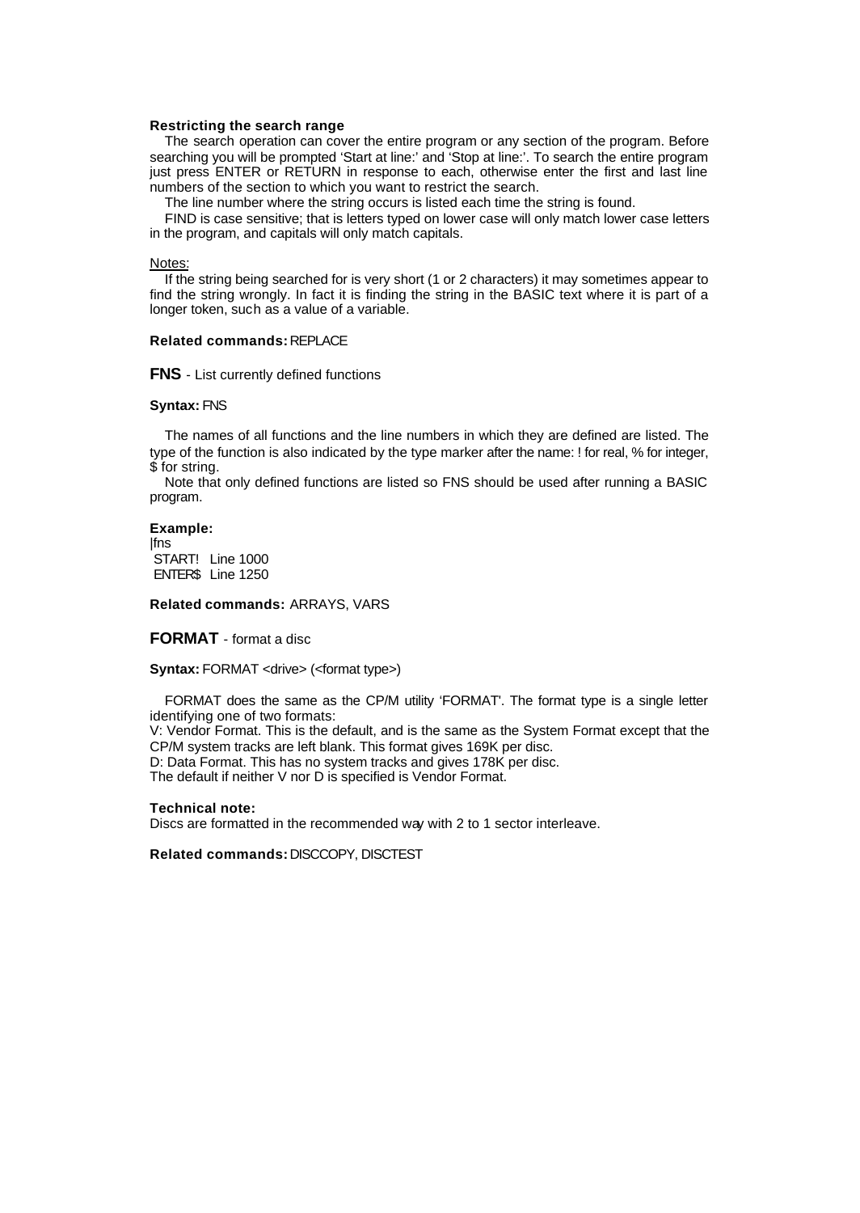**Restricting the search range**

The search operation can cover the entire program or any section of the program. Before searching you will be prompted 'Start at line:' and 'Stop at line:'. To search the entire program just press ENTER or RETURN in response to each, otherwise enter the first and last line numbers of the section to which you want to restrict the search.

The line number where the string occurs is listed each time the string is found.

FIND is case sensitive; that is letters typed on lower case will only match lower case letters in the program, and capitals will only match capitals.

Notes:

If the string being searched for is very short (1 or 2 characters) it may sometimes appear to find the string wrongly. In fact it is finding the string in the BASIC text where it is part of a longer token, such as a value of a variable.

**Related commands:** REPLACE

## FNS - List currently defined functions

**Syntax:** FNS

The names of all functions and the line numbers in which they are defined are listed. The type of the function is also indicated by the type marker after the name: ! for real, % for integer, $ for string.

Note that only defined functions are listed so FNS should be used after running a BASIC program.

**Example:**

```
|fns
 START!   Line 1000
 ENTER$   Line 1250
```

**Related commands:** ARRAYS, VARS

## FORMAT - format a disc

**Syntax:** FORMAT <drive> (<format type>)

FORMAT does the same as the CP/M utility 'FORMAT'. The format type is a single letter identifying one of two formats:

V: Vendor Format. This is the default, and is the same as the System Format except that the CP/M system tracks are left blank. This format gives 169K per disc.

D: Data Format. This has no system tracks and gives 178K per disc.

The default if neither V nor D is specified is Vendor Format.

**Technical note:**

Discs are formatted in the recommended way with 2 to 1 sector interleave.

**Related commands:** DISCCOPY, DISCTEST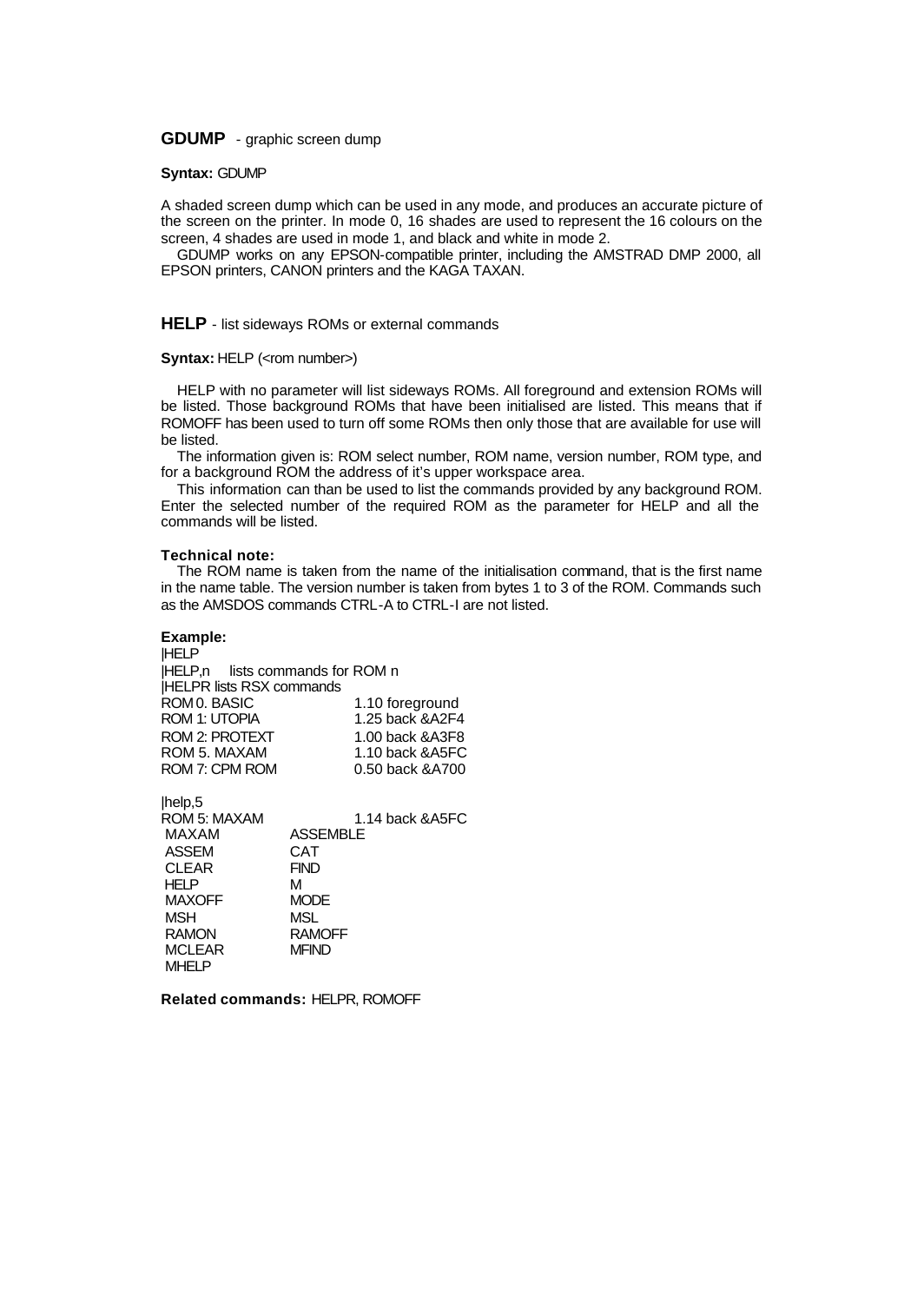## GDUMP - graphic screen dump

**Syntax:** GDUMP

A shaded screen dump which can be used in any mode, and produces an accurate picture of the screen on the printer. In mode 0, 16 shades are used to represent the 16 colours on the screen, 4 shades are used in mode 1, and black and white in mode 2.

GDUMP works on any EPSON-compatible printer, including the AMSTRAD DMP 2000, all EPSON printers, CANON printers and the KAGA TAXAN.

## HELP - list sideways ROMs or external commands

**Syntax:** HELP (<rom number>)

HELP with no parameter will list sideways ROMs. All foreground and extension ROMs will be listed. Those background ROMs that have been initialised are listed. This means that if ROMOFF has been used to turn off some ROMs then only those that are available for use will be listed.

The information given is: ROM select number, ROM name, version number, ROM type, and for a background ROM the address of it's upper workspace area.

This information can than be used to list the commands provided by any background ROM. Enter the selected number of the required ROM as the parameter for HELP and all the commands will be listed.

**Technical note:**

The ROM name is taken from the name of the initialisation command, that is the first name in the name table. The version number is taken from bytes 1 to 3 of the ROM. Commands such as the AMSDOS commands CTRL-A to CTRL-I are not listed.

**Example:**

```
|HELP
|HELP,n    lists commands for ROM n
|HELPR lists RSX commands
ROM 0. BASIC           1.10 foreground
ROM 1: UTOPIA          1.25 back &A2F4
ROM 2: PROTEXT         1.00 back &A3F8
ROM 5. MAXAM           1.10 back &A5FC
ROM 7: CPM ROM         0.50 back &A700

|help,5
ROM 5: MAXAM           1.14 back &A5FC
 MAXAM       ASSEMBLE
 ASSEM       CAT
 CLEAR       FIND
 HELP        M
 MAXOFF      MODE
 MSH         MSL
 RAMON       RAMOFF
 MCLEAR      MFIND
 MHELP
```

**Related commands:** HELPR, ROMOFF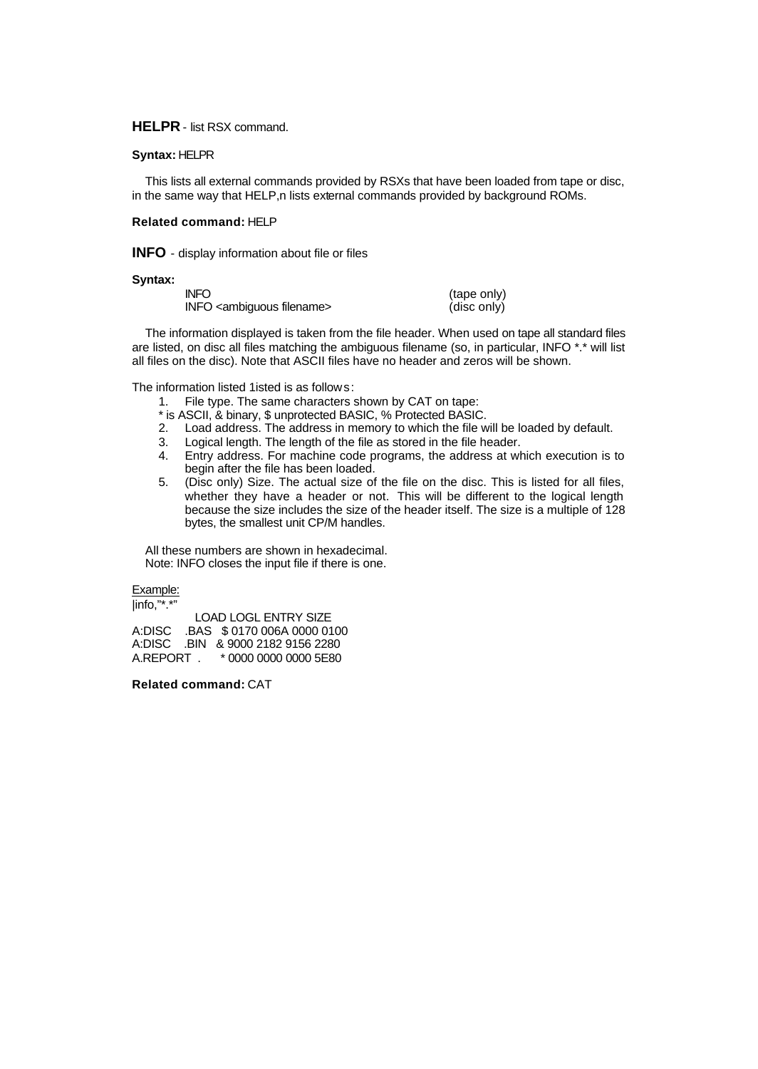**HELPR** - list RSX command.

**Syntax:** HELPR

This lists all external commands provided by RSXs that have been loaded from tape or disc, in the same way that HELP,n lists external commands provided by background ROMs.

**Related command:** HELP

**INFO** - display information about file or files

**Syntax:**

| | |
|---|---|
| INFO | (tape only) |
| INFO <ambiguous filename> | (disc only) |

The information displayed is taken from the file header. When used on tape all standard files are listed, on disc all files matching the ambiguous filename (so, in particular, INFO *.* will list all files on the disc). Note that ASCII files have no header and zeros will be shown.

The information listed 1isted is as follows:

1. File type. The same characters shown by CAT on tape:
   * is ASCII, & binary, $ unprotected BASIC, % Protected BASIC.
2. Load address. The address in memory to which the file will be loaded by default.
3. Logical length. The length of the file as stored in the file header.
4. Entry address. For machine code programs, the address at which execution is to begin after the file has been loaded.
5. (Disc only) Size. The actual size of the file on the disc. This is listed for all files, whether they have a header or not. This will be different to the logical length because the size includes the size of the header itself. The size is a multiple of 128 bytes, the smallest unit CP/M handles.

All these numbers are shown in hexadecimal.
Note: INFO closes the input file if there is one.

Example:

```
|info,"*.*"
             LOAD LOGL ENTRY SIZE
A:DISC    .BAS   $ 0170 006A 0000 0100
A:DISC    .BIN   & 9000 2182 9156 2280
A.REPORT  .      * 0000 0000 0000 5E80
```

**Related command:** CAT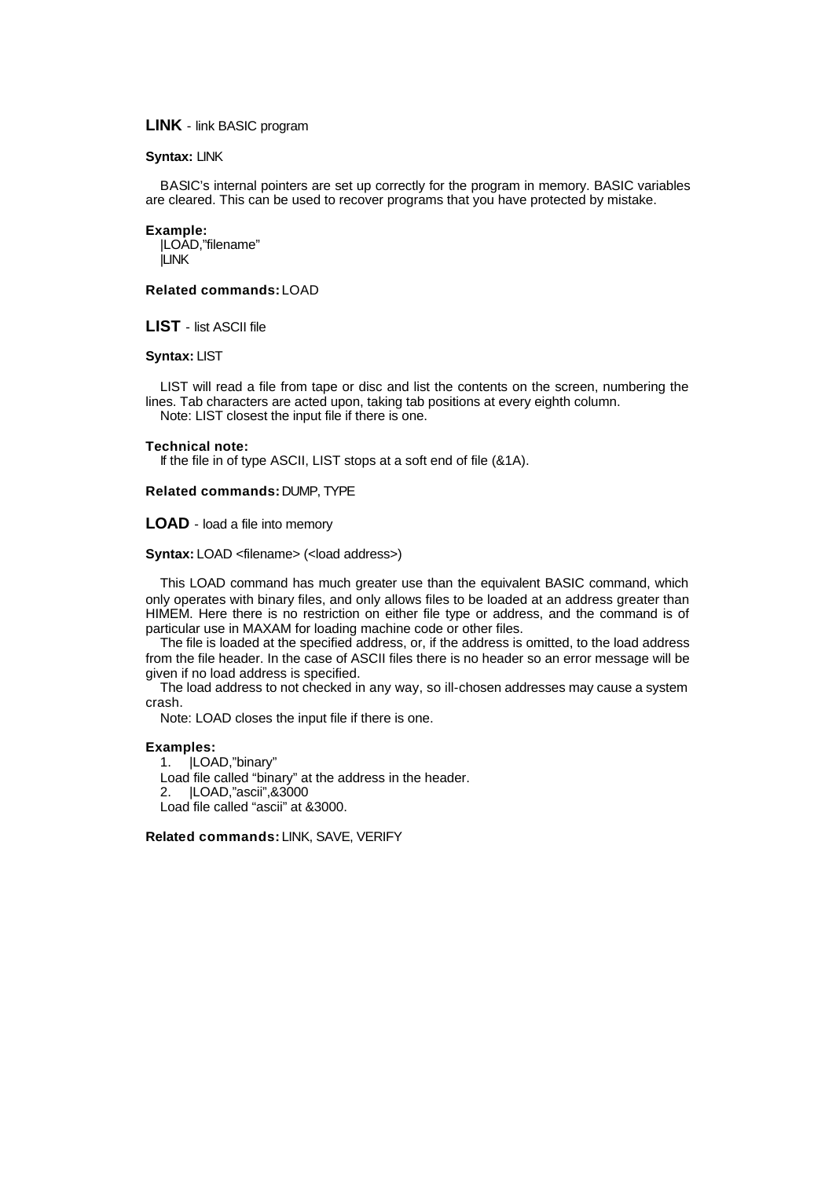## LINK - link BASIC program

**Syntax:** LINK

BASIC's internal pointers are set up correctly for the program in memory. BASIC variables are cleared. This can be used to recover programs that you have protected by mistake.

**Example:**

```
|LOAD,"filename"
|LINK
```

**Related commands:** LOAD

## LIST - list ASCII file

**Syntax:** LIST

LIST will read a file from tape or disc and list the contents on the screen, numbering the lines. Tab characters are acted upon, taking tab positions at every eighth column.

Note: LIST closest the input file if there is one.

**Technical note:**

If the file in of type ASCII, LIST stops at a soft end of file (&1A).

**Related commands:** DUMP, TYPE

## LOAD - load a file into memory

**Syntax:** LOAD <filename> (<load address>)

This LOAD command has much greater use than the equivalent BASIC command, which only operates with binary files, and only allows files to be loaded at an address greater than HIMEM. Here there is no restriction on either file type or address, and the command is of particular use in MAXAM for loading machine code or other files.

The file is loaded at the specified address, or, if the address is omitted, to the load address from the file header. In the case of ASCII files there is no header so an error message will be given if no load address is specified.

The load address to not checked in any way, so ill-chosen addresses may cause a system crash.

Note: LOAD closes the input file if there is one.

**Examples:**

1. |LOAD,"binary"

   Load file called "binary" at the address in the header.

2. |LOAD,"ascii",&3000

   Load file called "ascii" at &3000.

**Related commands:** LINK, SAVE, VERIFY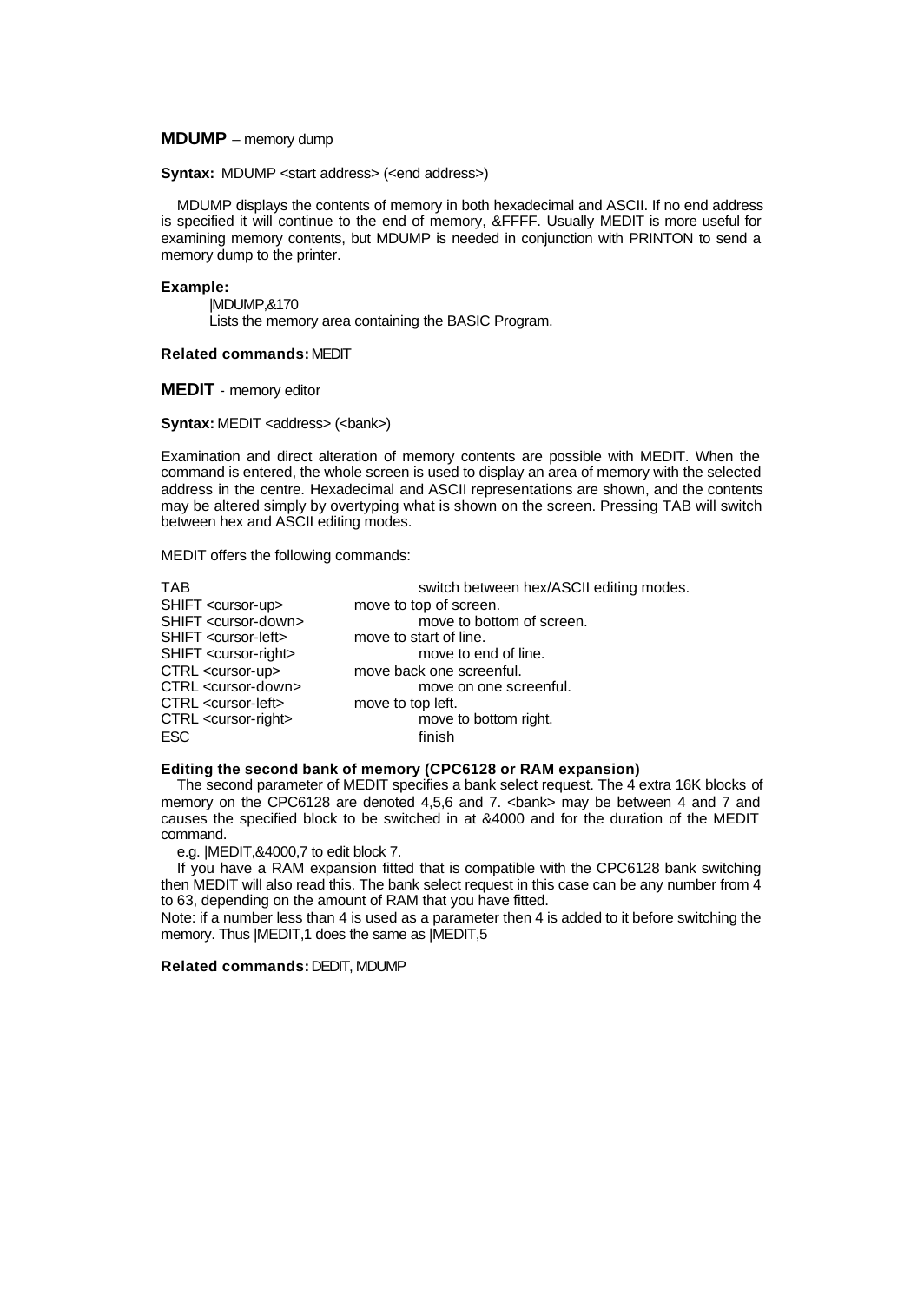**MDUMP** – memory dump

**Syntax:** MDUMP <start address> (<end address>)

MDUMP displays the contents of memory in both hexadecimal and ASCII. If no end address is specified it will continue to the end of memory, &FFFF. Usually MEDIT is more useful for examining memory contents, but MDUMP is needed in conjunction with PRINTON to send a memory dump to the printer.

**Example:**

|MDUMP,&170
Lists the memory area containing the BASIC Program.

**Related commands:** MEDIT

**MEDIT** - memory editor

**Syntax:** MEDIT <address> (<bank>)

Examination and direct alteration of memory contents are possible with MEDIT. When the command is entered, the whole screen is used to display an area of memory with the selected address in the centre. Hexadecimal and ASCII representations are shown, and the contents may be altered simply by overtyping what is shown on the screen. Pressing TAB will switch between hex and ASCII editing modes.

MEDIT offers the following commands:

| | |
|---|---|
| TAB | switch between hex/ASCII editing modes. |
| SHIFT <cursor-up> | move to top of screen. |
| SHIFT <cursor-down> | move to bottom of screen. |
| SHIFT <cursor-left> | move to start of line. |
| SHIFT <cursor-right> | move to end of line. |
| CTRL <cursor-up> | move back one screenful. |
| CTRL <cursor-down> | move on one screenful. |
| CTRL <cursor-left> | move to top left. |
| CTRL <cursor-right> | move to bottom right. |
| ESC | finish |

**Editing the second bank of memory (CPC6128 or RAM expansion)**

The second parameter of MEDIT specifies a bank select request. The 4 extra 16K blocks of memory on the CPC6128 are denoted 4,5,6 and 7. <bank> may be between 4 and 7 and causes the specified block to be switched in at &4000 and for the duration of the MEDIT command.

e.g. |MEDIT,&4000,7 to edit block 7.

If you have a RAM expansion fitted that is compatible with the CPC6128 bank switching then MEDIT will also read this. The bank select request in this case can be any number from 4 to 63, depending on the amount of RAM that you have fitted.

Note: if a number less than 4 is used as a parameter then 4 is added to it before switching the memory. Thus |MEDIT,1 does the same as |MEDIT,5

**Related commands:** DEDIT, MDUMP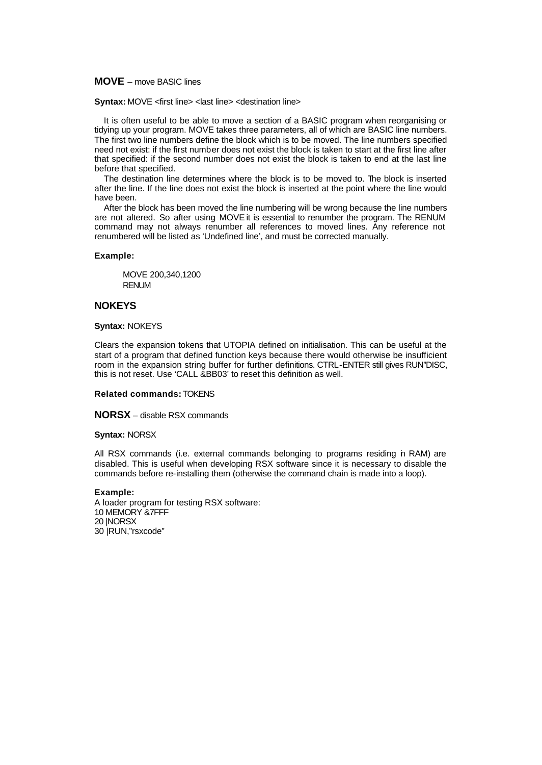**MOVE** – move BASIC lines

**Syntax:** MOVE <first line> <last line> <destination line>

It is often useful to be able to move a section of a BASIC program when reorganising or tidying up your program. MOVE takes three parameters, all of which are BASIC line numbers. The first two line numbers define the block which is to be moved. The line numbers specified need not exist: if the first number does not exist the block is taken to start at the first line after that specified: if the second number does not exist the block is taken to end at the last line before that specified.

The destination line determines where the block is to be moved to. The block is inserted after the line. If the line does not exist the block is inserted at the point where the line would have been.

After the block has been moved the line numbering will be wrong because the line numbers are not altered. So after using MOVE it is essential to renumber the program. The RENUM command may not always renumber all references to moved lines. Any reference not renumbered will be listed as 'Undefined line', and must be corrected manually.

**Example:**

```
MOVE 200,340,1200
RENUM
```

## NOKEYS

**Syntax:** NOKEYS

Clears the expansion tokens that UTOPIA defined on initialisation. This can be useful at the start of a program that defined function keys because there would otherwise be insufficient room in the expansion string buffer for further definitions. CTRL-ENTER still gives RUN"DISC, this is not reset. Use 'CALL &BB03' to reset this definition as well.

**Related commands:** TOKENS

**NORSX** – disable RSX commands

**Syntax:** NORSX

All RSX commands (i.e. external commands belonging to programs residing in RAM) are disabled. This is useful when developing RSX software since it is necessary to disable the commands before re-installing them (otherwise the command chain is made into a loop).

**Example:**

A loader program for testing RSX software:

```
10 MEMORY &7FFF
20 |NORSX
30 |RUN,"rsxcode"
```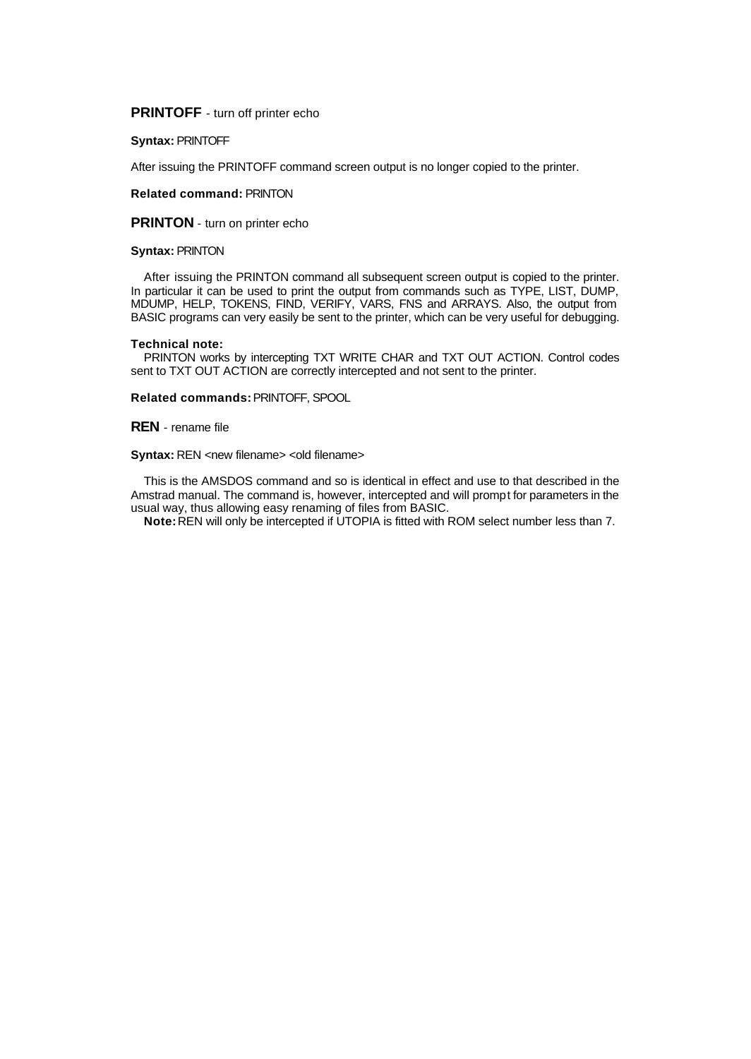**PRINTOFF** - turn off printer echo

**Syntax:** PRINTOFF

After issuing the PRINTOFF command screen output is no longer copied to the printer.

**Related command:** PRINTON

**PRINTON** - turn on printer echo

**Syntax:** PRINTON

After issuing the PRINTON command all subsequent screen output is copied to the printer. In particular it can be used to print the output from commands such as TYPE, LIST, DUMP, MDUMP, HELP, TOKENS, FIND, VERIFY, VARS, FNS and ARRAYS. Also, the output from BASIC programs can very easily be sent to the printer, which can be very useful for debugging.

**Technical note:**
PRINTON works by intercepting TXT WRITE CHAR and TXT OUT ACTION. Control codes sent to TXT OUT ACTION are correctly intercepted and not sent to the printer.

**Related commands:** PRINTOFF, SPOOL

**REN** - rename file

**Syntax:** REN <new filename> <old filename>

This is the AMSDOS command and so is identical in effect and use to that described in the Amstrad manual. The command is, however, intercepted and will prompt for parameters in the usual way, thus allowing easy renaming of files from BASIC.
**Note:** REN will only be intercepted if UTOPIA is fitted with ROM select number less than 7.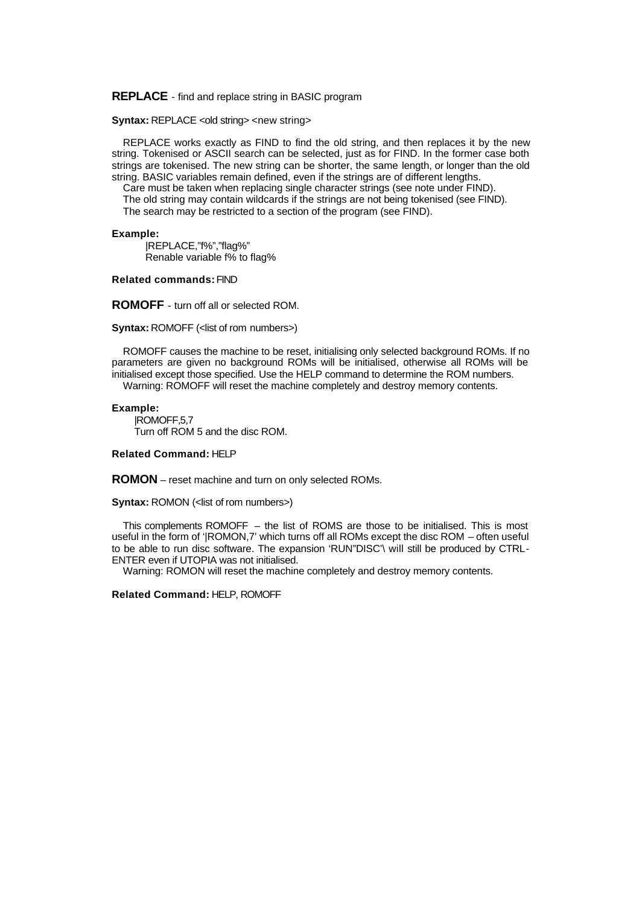**REPLACE** - find and replace string in BASIC program

**Syntax:** REPLACE <old string> <new string>

REPLACE works exactly as FIND to find the old string, and then replaces it by the new string. Tokenised or ASCII search can be selected, just as for FIND. In the former case both strings are tokenised. The new string can be shorter, the same length, or longer than the old string. BASIC variables remain defined, even if the strings are of different lengths.
Care must be taken when replacing single character strings (see note under FIND).
The old string may contain wildcards if the strings are not being tokenised (see FIND).
The search may be restricted to a section of the program (see FIND).

**Example:**

```
|REPLACE,"f%","flag%"
```

Renable variable f% to flag%

**Related commands:** FIND

**ROMOFF** - turn off all or selected ROM.

**Syntax:** ROMOFF (<list of rom numbers>)

ROMOFF causes the machine to be reset, initialising only selected background ROMs. If no parameters are given no background ROMs will be initialised, otherwise all ROMs will be initialised except those specified. Use the HELP command to determine the ROM numbers.
Warning: ROMOFF will reset the machine completely and destroy memory contents.

**Example:**

```
|ROMOFF,5,7
```

Turn off ROM 5 and the disc ROM.

**Related Command:** HELP

**ROMON** – reset machine and turn on only selected ROMs.

**Syntax:** ROMON (<list of rom numbers>)

This complements ROMOFF – the list of ROMS are those to be initialised. This is most useful in the form of '|ROMON,7' which turns off all ROMs except the disc ROM – often useful to be able to run disc software. The expansion 'RUN"DISC'\ will still be produced by CTRL-ENTER even if UTOPIA was not initialised.
Warning: ROMON will reset the machine completely and destroy memory contents.

**Related Command:** HELP, ROMOFF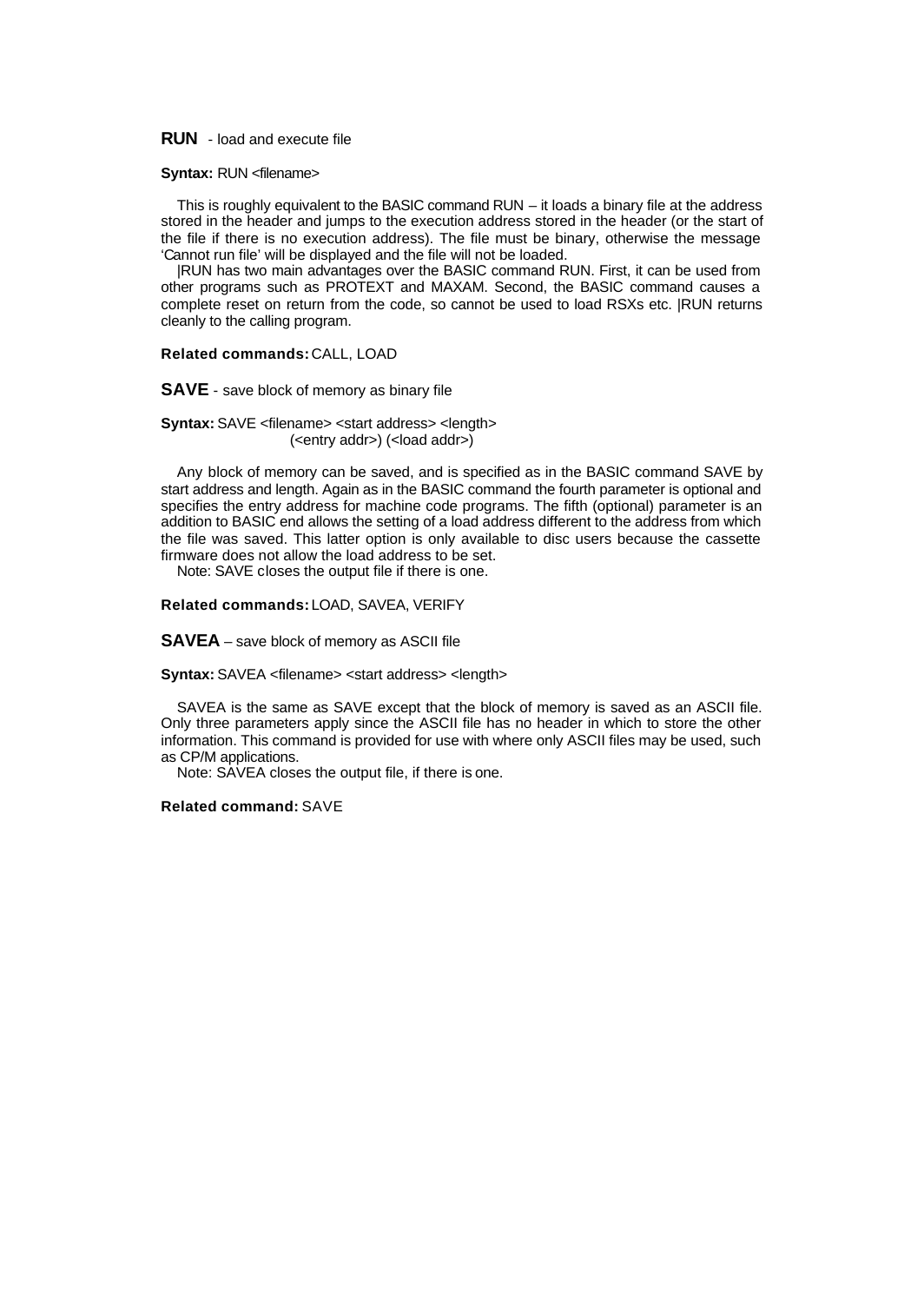**RUN** - load and execute file

**Syntax:** RUN <filename>

This is roughly equivalent to the BASIC command RUN – it loads a binary file at the address stored in the header and jumps to the execution address stored in the header (or the start of the file if there is no execution address). The file must be binary, otherwise the message 'Cannot run file' will be displayed and the file will not be loaded.

|RUN has two main advantages over the BASIC command RUN. First, it can be used from other programs such as PROTEXT and MAXAM. Second, the BASIC command causes a complete reset on return from the code, so cannot be used to load RSXs etc. |RUN returns cleanly to the calling program.

**Related commands:** CALL, LOAD

**SAVE** - save block of memory as binary file

**Syntax:** SAVE <filename> <start address> <length>
(<entry addr>) (<load addr>)

Any block of memory can be saved, and is specified as in the BASIC command SAVE by start address and length. Again as in the BASIC command the fourth parameter is optional and specifies the entry address for machine code programs. The fifth (optional) parameter is an addition to BASIC end allows the setting of a load address different to the address from which the file was saved. This latter option is only available to disc users because the cassette firmware does not allow the load address to be set.

Note: SAVE closes the output file if there is one.

**Related commands:** LOAD, SAVEA, VERIFY

**SAVEA** – save block of memory as ASCII file

**Syntax:** SAVEA <filename> <start address> <length>

SAVEA is the same as SAVE except that the block of memory is saved as an ASCII file. Only three parameters apply since the ASCII file has no header in which to store the other information. This command is provided for use with where only ASCII files may be used, such as CP/M applications.

Note: SAVEA closes the output file, if there is one.

**Related command:** SAVE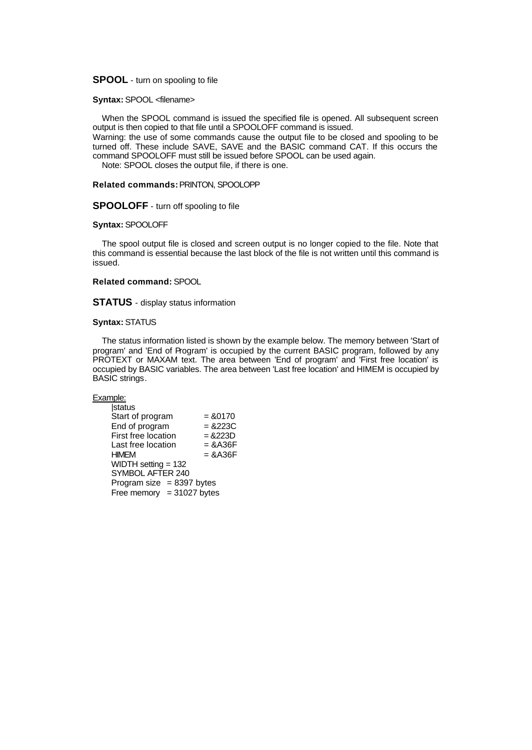## SPOOL - turn on spooling to file

**Syntax:** SPOOL <filename>

When the SPOOL command is issued the specified file is opened. All subsequent screen output is then copied to that file until a SPOOLOFF command is issued.
Warning: the use of some commands cause the output file to be closed and spooling to be turned off. These include SAVE, SAVE and the BASIC command CAT. If this occurs the command SPOOLOFF must still be issued before SPOOL can be used again.
Note: SPOOL closes the output file, if there is one.

**Related commands:** PRINTON, SPOOLOPP

## SPOOLOFF - turn off spooling to file

**Syntax:** SPOOLOFF

The spool output file is closed and screen output is no longer copied to the file. Note that this command is essential because the last block of the file is not written until this command is issued.

**Related command:** SPOOL

## STATUS - display status information

**Syntax:** STATUS

The status information listed is shown by the example below. The memory between 'Start of program' and 'End of Program' is occupied by the current BASIC program, followed by any PROTEXT or MAXAM text. The area between 'End of program' and 'First free location' is occupied by BASIC variables. The area between 'Last free location' and HIMEM is occupied by BASIC strings.

Example:

```
|status
Start of program      = &0170
End of program        = &223C
First free location   = &223D
Last free location    = &A36F
HIMEM                 = &A36F
WIDTH setting = 132
SYMBOL AFTER 240
Program size  = 8397 bytes
Free memory   = 31027 bytes
```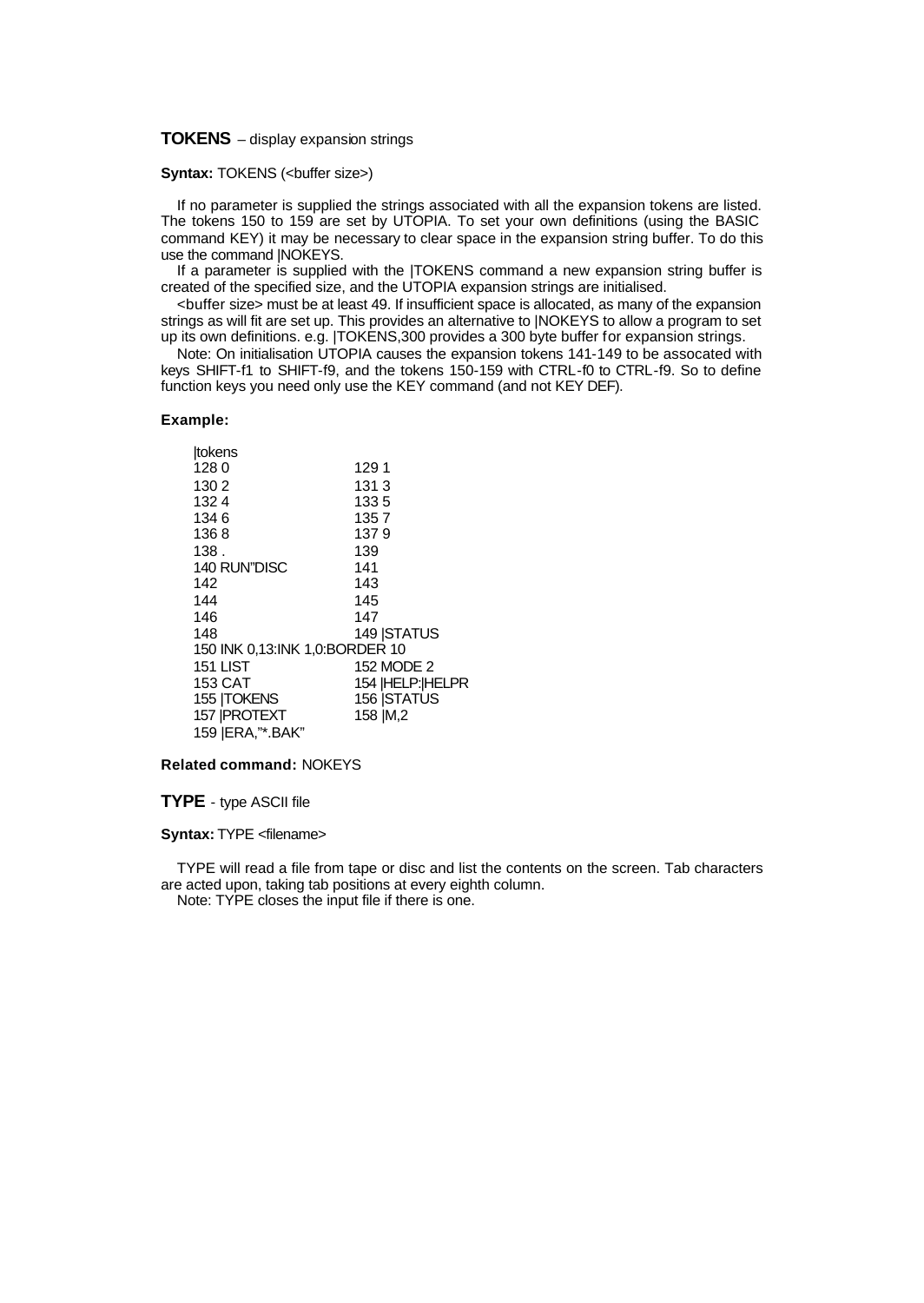**TOKENS** – display expansion strings

**Syntax:** TOKENS (<buffer size>)

If no parameter is supplied the strings associated with all the expansion tokens are listed. The tokens 150 to 159 are set by UTOPIA. To set your own definitions (using the BASIC command KEY) it may be necessary to clear space in the expansion string buffer. To do this use the command |NOKEYS.

If a parameter is supplied with the |TOKENS command a new expansion string buffer is created of the specified size, and the UTOPIA expansion strings are initialised.

<buffer size> must be at least 49. If insufficient space is allocated, as many of the expansion strings as will fit are set up. This provides an alternative to |NOKEYS to allow a program to set up its own definitions. e.g. |TOKENS,300 provides a 300 byte buffer for expansion strings.

Note: On initialisation UTOPIA causes the expansion tokens 141-149 to be assocated with keys SHIFT-f1 to SHIFT-f9, and the tokens 150-159 with CTRL-f0 to CTRL-f9. So to define function keys you need only use the KEY command (and not KEY DEF).

**Example:**

```
|tokens
128 0                   129 1
130 2                   131 3
132 4                   133 5
134 6                   135 7
136 8                   137 9
138 .                   139
140 RUN"DISC            141
142                     143
144                     145
146                     147
148                     149 |STATUS
150 INK 0,13:INK 1,0:BORDER 10
151 LIST                152 MODE 2
153 CAT                 154 |HELP:|HELPR
155 |TOKENS             156 |STATUS
157 |PROTEXT            158 |M,2
159 |ERA,"*.BAK"
```

**Related command:** NOKEYS

**TYPE** - type ASCII file

**Syntax:** TYPE <filename>

TYPE will read a file from tape or disc and list the contents on the screen. Tab characters are acted upon, taking tab positions at every eighth column.

Note: TYPE closes the input file if there is one.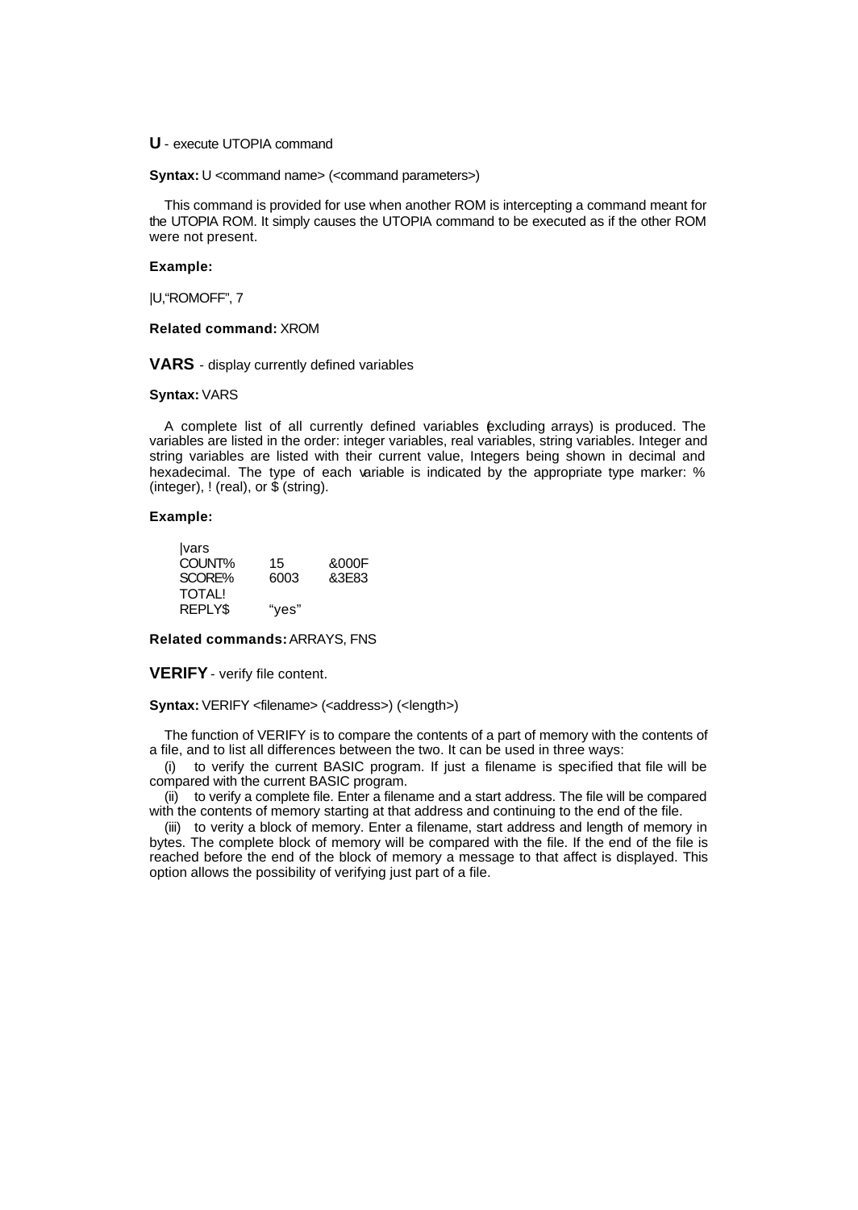**U** - execute UTOPIA command

**Syntax:** U <command name> (<command parameters>)

This command is provided for use when another ROM is intercepting a command meant for the UTOPIA ROM. It simply causes the UTOPIA command to be executed as if the other ROM were not present.

**Example:**

```
|U,"ROMOFF", 7
```

**Related command:** XROM

**VARS** - display currently defined variables

**Syntax:** VARS

A complete list of all currently defined variables (excluding arrays) is produced. The variables are listed in the order: integer variables, real variables, string variables. Integer and string variables are listed with their current value, Integers being shown in decimal and hexadecimal. The type of each variable is indicated by the appropriate type marker: % (integer), ! (real), or $ (string).

**Example:**

```
|vars
COUNT%     15      &000F
SCORE%     6003    &3E83
TOTAL!
REPLY$     "yes"
```

**Related commands:** ARRAYS, FNS

**VERIFY** - verify file content.

**Syntax:** VERIFY <filename> (<address>) (<length>)

The function of VERIFY is to compare the contents of a part of memory with the contents of a file, and to list all differences between the two. It can be used in three ways:

(i) to verify the current BASIC program. If just a filename is specified that file will be compared with the current BASIC program.

(ii) to verify a complete file. Enter a filename and a start address. The file will be compared with the contents of memory starting at that address and continuing to the end of the file.

(iii) to verity a block of memory. Enter a filename, start address and length of memory in bytes. The complete block of memory will be compared with the file. If the end of the file is reached before the end of the block of memory a message to that affect is displayed. This option allows the possibility of verifying just part of a file.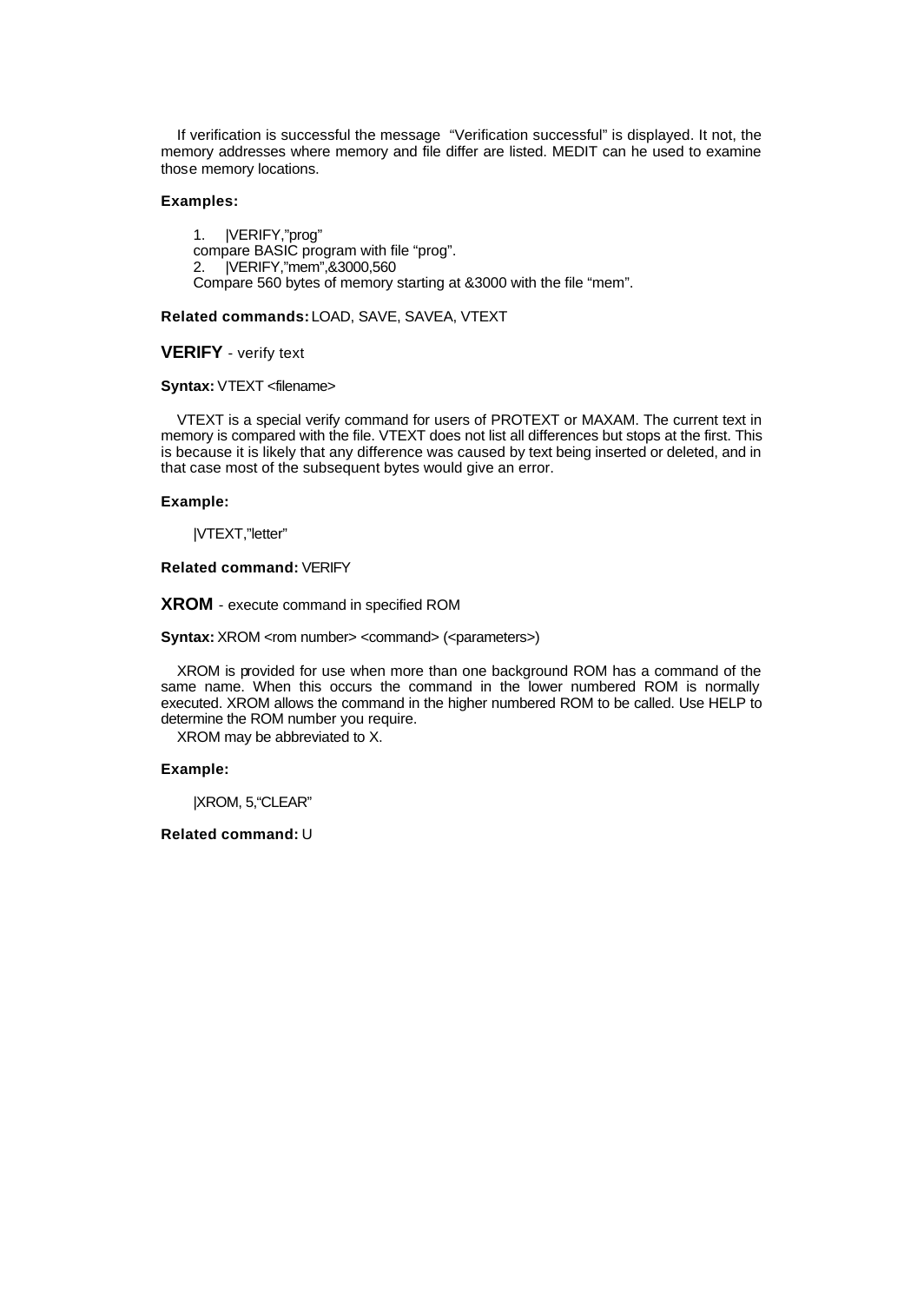If verification is successful the message "Verification successful" is displayed. It not, the memory addresses where memory and file differ are listed. MEDIT can he used to examine those memory locations.

**Examples:**

1. |VERIFY,"prog"
compare BASIC program with file "prog".
2. |VERIFY,"mem",&3000,560
Compare 560 bytes of memory starting at &3000 with the file "mem".

**Related commands:** LOAD, SAVE, SAVEA, VTEXT

## VERIFY - verify text

**Syntax:** VTEXT <filename>

VTEXT is a special verify command for users of PROTEXT or MAXAM. The current text in memory is compared with the file. VTEXT does not list all differences but stops at the first. This is because it is likely that any difference was caused by text being inserted or deleted, and in that case most of the subsequent bytes would give an error.

**Example:**

|VTEXT,"letter"

**Related command:** VERIFY

## XROM - execute command in specified ROM

**Syntax:** XROM <rom number> <command> (<parameters>)

XROM is provided for use when more than one background ROM has a command of the same name. When this occurs the command in the lower numbered ROM is normally executed. XROM allows the command in the higher numbered ROM to be called. Use HELP to determine the ROM number you require.

XROM may be abbreviated to X.

**Example:**

|XROM, 5,"CLEAR"

**Related command:** U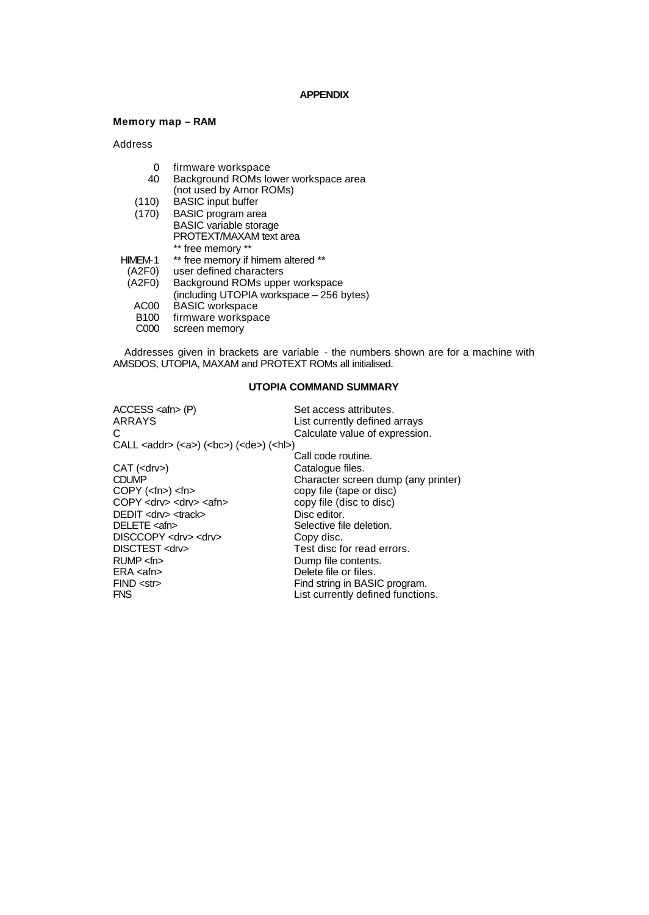# APPENDIX

## Memory map – RAM

Address

| | |
|---|---|
| 0 | firmware workspace |
| 40 | Background ROMs lower workspace area (not used by Arnor ROMs) |
| (110) | BASIC input buffer |
| (170) | BASIC program area<br>BASIC variable storage<br>PROTEXT/MAXAM text area<br>** free memory ** |
| HIMEM-1 | ** free memory if himem altered ** |
| (A2F0) | user defined characters |
| (A2F0) | Background ROMs upper workspace (including UTOPIA workspace – 256 bytes) |
| AC00 | BASIC workspace |
| B100 | firmware workspace |
| C000 | screen memory |

Addresses given in brackets are variable - the numbers shown are for a machine with AMSDOS, UTOPIA, MAXAM and PROTEXT ROMs all initialised.

## UTOPIA COMMAND SUMMARY

| | |
|---|---|
| ACCESS <afn> (P) | Set access attributes. |
| ARRAYS | List currently defined arrays |
| C | Calculate value of expression. |
| CALL <addr> (<a>) (<bc>) (<de>) (<hl>) | Call code routine. |
| CAT (<drv>) | Catalogue files. |
| CDUMP | Character screen dump (any printer) |
| COPY (<fn>) <fn> | copy file (tape or disc) |
| COPY <drv> <drv> <afn> | copy file (disc to disc) |
| DEDIT <drv> <track> | Disc editor. |
| DELETE <afn> | Selective file deletion. |
| DISCCOPY <drv> <drv> | Copy disc. |
| DISCTEST <drv> | Test disc for read errors. |
| RUMP <fn> | Dump file contents. |
| ERA <afn> | Delete file or files. |
| FIND <str> | Find string in BASIC program. |
| FNS | List currently defined functions. |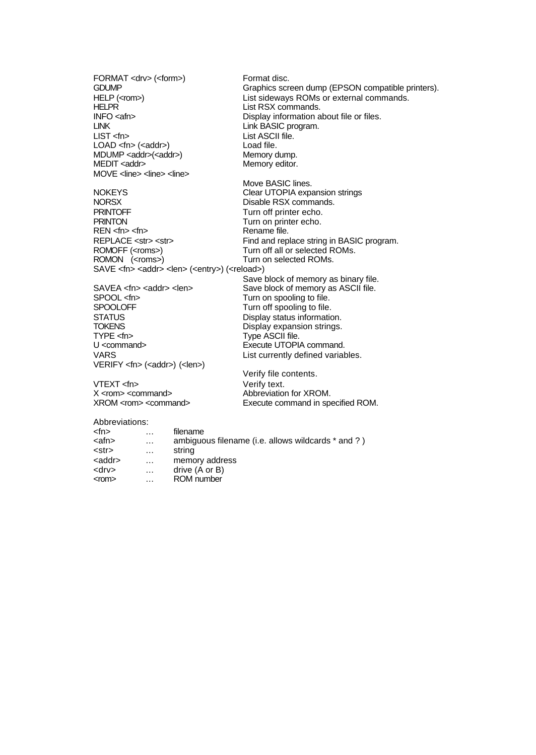| | |
|---|---|
| FORMAT <drv> (<form>) | Format disc. |
| GDUMP | Graphics screen dump (EPSON compatible printers). |
| HELP (<rom>) | List sideways ROMs or external commands. |
| HELPR | List RSX commands. |
| INFO <afn> | Display information about file or files. |
| LINK | Link BASIC program. |
| LIST <fn> | List ASCII file. |
| LOAD <fn> (<addr>) | Load file. |
| MDUMP <addr>(<addr>) | Memory dump. |
| MEDIT <addr> | Memory editor. |
| MOVE <line> <line> <line> | Move BASIC lines. |
| NOKEYS | Clear UTOPIA expansion strings |
| NORSX | Disable RSX commands. |
| PRINTOFF | Turn off printer echo. |
| PRINTON | Turn on printer echo. |
| REN <fn> <fn> | Rename file. |
| REPLACE <str> <str> | Find and replace string in BASIC program. |
| ROMOFF (<roms>) | Turn off all or selected ROMs. |
| ROMON (<roms>) | Turn on selected ROMs. |
| SAVE <fn> <addr> <len> (<entry>) (<reload>) | Save block of memory as binary file. |
| SAVEA <fn> <addr> <len> | Save block of memory as ASCII file. |
| SPOOL <fn> | Turn on spooling to file. |
| SPOOLOFF | Turn off spooling to file. |
| STATUS | Display status information. |
| TOKENS | Display expansion strings. |
| TYPE <fn> | Type ASCII file. |
| U <command> | Execute UTOPIA command. |
| VARS | List currently defined variables. |
| VERIFY <fn> (<addr>) (<len>) | Verify file contents. |
| VTEXT <fn> | Verify text. |
| X <rom> <command> | Abbreviation for XROM. |
| XROM <rom> <command> | Execute command in specified ROM. |

Abbreviations:

| | | |
|---|---|---|
| <fn> | … | filename |
| <afn> | … | ambiguous filename (i.e. allows wildcards * and ? ) |
| <str> | … | string |
| <addr> | … | memory address |
| <drv> | … | drive (A or B) |
| <rom> | … | ROM number |